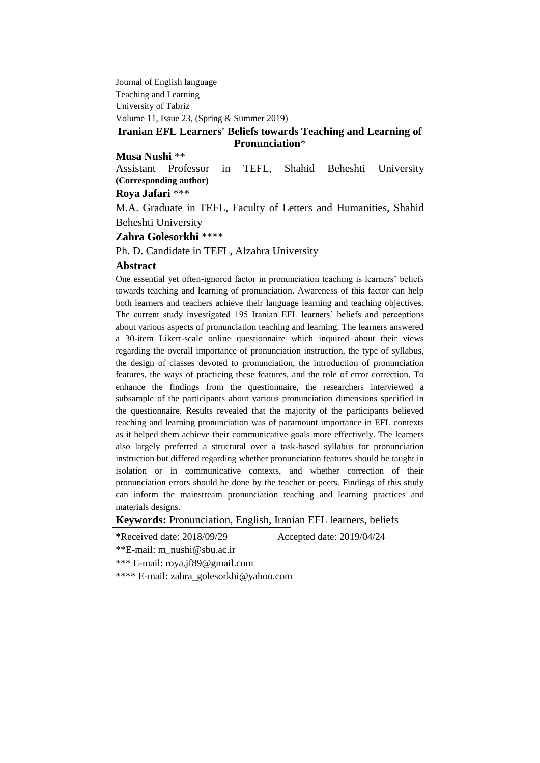Journal of English language
Teaching and Learning
University of Tabriz
Volume 11, Issue 23, (Spring & Summer 2019)

# Iranian EFL Learners' Beliefs towards Teaching and Learning of Pronunciation*

**Musa Nushi** **

Assistant Professor in TEFL, Shahid Beheshti University **(Corresponding author)**

**Roya Jafari** ***

M.A. Graduate in TEFL, Faculty of Letters and Humanities, Shahid Beheshti University

**Zahra Golesorkhi** ****

Ph. D. Candidate in TEFL, Alzahra University

## Abstract

One essential yet often-ignored factor in pronunciation teaching is learners' beliefs towards teaching and learning of pronunciation. Awareness of this factor can help both learners and teachers achieve their language learning and teaching objectives. The current study investigated 195 Iranian EFL learners' beliefs and perceptions about various aspects of pronunciation teaching and learning. The learners answered a 30-item Likert-scale online questionnaire which inquired about their views regarding the overall importance of pronunciation instruction, the type of syllabus, the design of classes devoted to pronunciation, the introduction of pronunciation features, the ways of practicing these features, and the role of error correction. To enhance the findings from the questionnaire, the researchers interviewed a subsample of the participants about various pronunciation dimensions specified in the questionnaire. Results revealed that the majority of the participants believed teaching and learning pronunciation was of paramount importance in EFL contexts as it helped them achieve their communicative goals more effectively. The learners also largely preferred a structural over a task-based syllabus for pronunciation instruction but differed regarding whether pronunciation features should be taught in isolation or in communicative contexts, and whether correction of their pronunciation errors should be done by the teacher or peers. Findings of this study can inform the mainstream pronunciation teaching and learning practices and materials designs.

**Keywords:** Pronunciation, English, Iranian EFL learners, beliefs

---

**\***Received date: 2018/09/29 Accepted date: 2019/04/24

**E-mail: m_nushi@sbu.ac.ir

*** E-mail: roya.jf89@gmail.com

**** E-mail: zahra_golesorkhi@yahoo.com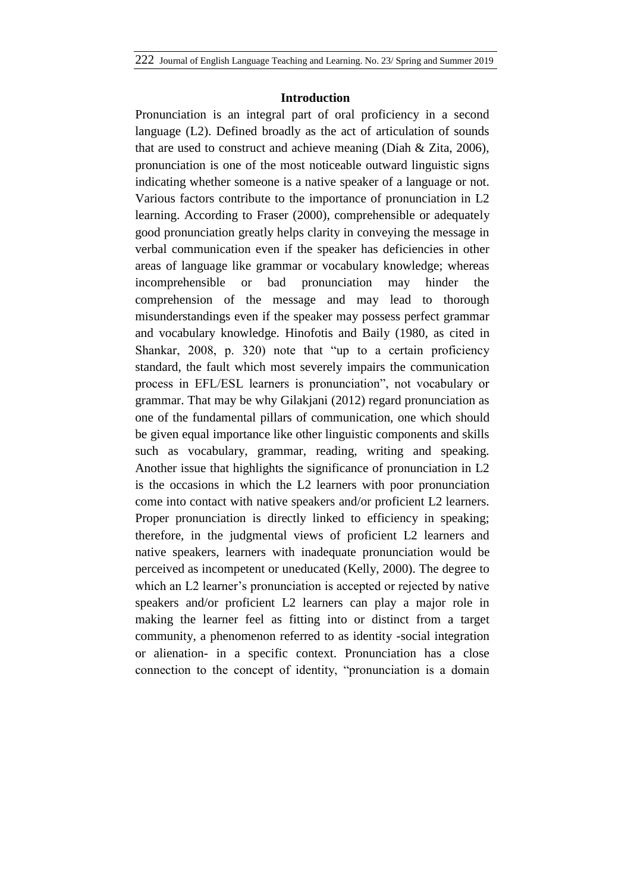## Introduction

Pronunciation is an integral part of oral proficiency in a second language (L2). Defined broadly as the act of articulation of sounds that are used to construct and achieve meaning (Diah & Zita, 2006), pronunciation is one of the most noticeable outward linguistic signs indicating whether someone is a native speaker of a language or not. Various factors contribute to the importance of pronunciation in L2 learning. According to Fraser (2000), comprehensible or adequately good pronunciation greatly helps clarity in conveying the message in verbal communication even if the speaker has deficiencies in other areas of language like grammar or vocabulary knowledge; whereas incomprehensible or bad pronunciation may hinder the comprehension of the message and may lead to thorough misunderstandings even if the speaker may possess perfect grammar and vocabulary knowledge. Hinofotis and Baily (1980, as cited in Shankar, 2008, p. 320) note that "up to a certain proficiency standard, the fault which most severely impairs the communication process in EFL/ESL learners is pronunciation", not vocabulary or grammar. That may be why Gilakjani (2012) regard pronunciation as one of the fundamental pillars of communication, one which should be given equal importance like other linguistic components and skills such as vocabulary, grammar, reading, writing and speaking. Another issue that highlights the significance of pronunciation in L2 is the occasions in which the L2 learners with poor pronunciation come into contact with native speakers and/or proficient L2 learners. Proper pronunciation is directly linked to efficiency in speaking; therefore, in the judgmental views of proficient L2 learners and native speakers, learners with inadequate pronunciation would be perceived as incompetent or uneducated (Kelly, 2000). The degree to which an L2 learner's pronunciation is accepted or rejected by native speakers and/or proficient L2 learners can play a major role in making the learner feel as fitting into or distinct from a target community, a phenomenon referred to as identity -social integration or alienation- in a specific context. Pronunciation has a close connection to the concept of identity, "pronunciation is a domain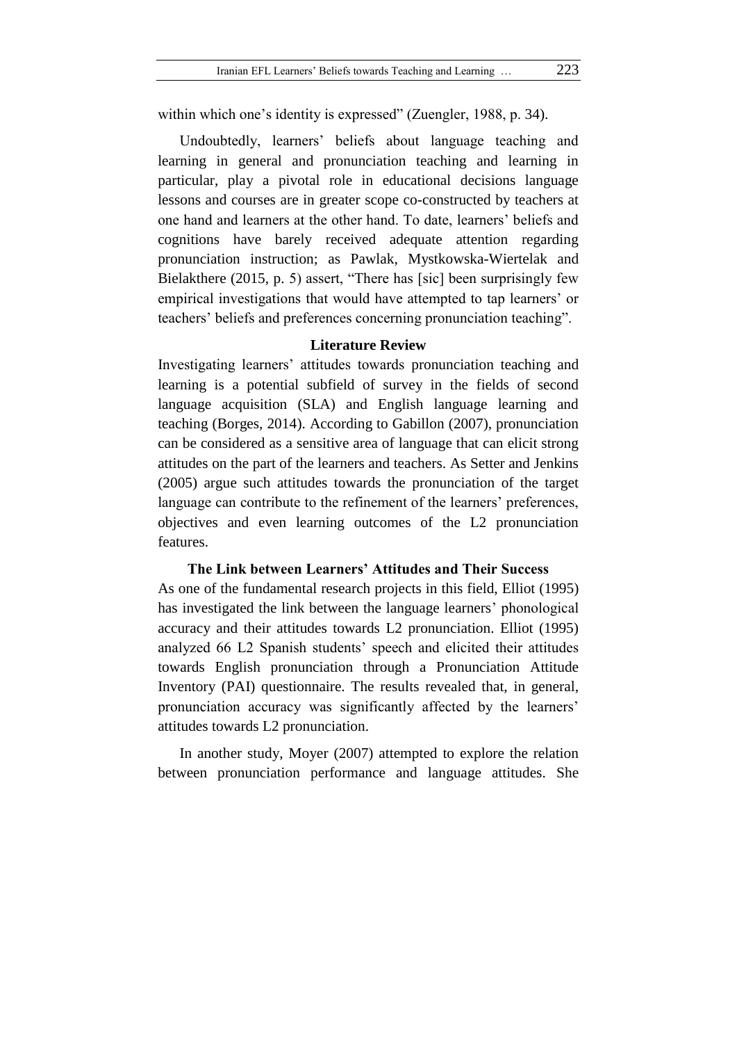within which one's identity is expressed" (Zuengler, 1988, p. 34).

Undoubtedly, learners' beliefs about language teaching and learning in general and pronunciation teaching and learning in particular, play a pivotal role in educational decisions language lessons and courses are in greater scope co-constructed by teachers at one hand and learners at the other hand. To date, learners' beliefs and cognitions have barely received adequate attention regarding pronunciation instruction; as Pawlak, Mystkowska-Wiertelak and Bielakthere (2015, p. 5) assert, "There has [sic] been surprisingly few empirical investigations that would have attempted to tap learners' or teachers' beliefs and preferences concerning pronunciation teaching".

## Literature Review

Investigating learners' attitudes towards pronunciation teaching and learning is a potential subfield of survey in the fields of second language acquisition (SLA) and English language learning and teaching (Borges, 2014). According to Gabillon (2007), pronunciation can be considered as a sensitive area of language that can elicit strong attitudes on the part of the learners and teachers. As Setter and Jenkins (2005) argue such attitudes towards the pronunciation of the target language can contribute to the refinement of the learners' preferences, objectives and even learning outcomes of the L2 pronunciation features.

### The Link between Learners' Attitudes and Their Success

As one of the fundamental research projects in this field, Elliot (1995) has investigated the link between the language learners' phonological accuracy and their attitudes towards L2 pronunciation. Elliot (1995) analyzed 66 L2 Spanish students' speech and elicited their attitudes towards English pronunciation through a Pronunciation Attitude Inventory (PAI) questionnaire. The results revealed that, in general, pronunciation accuracy was significantly affected by the learners' attitudes towards L2 pronunciation.

In another study, Moyer (2007) attempted to explore the relation between pronunciation performance and language attitudes. She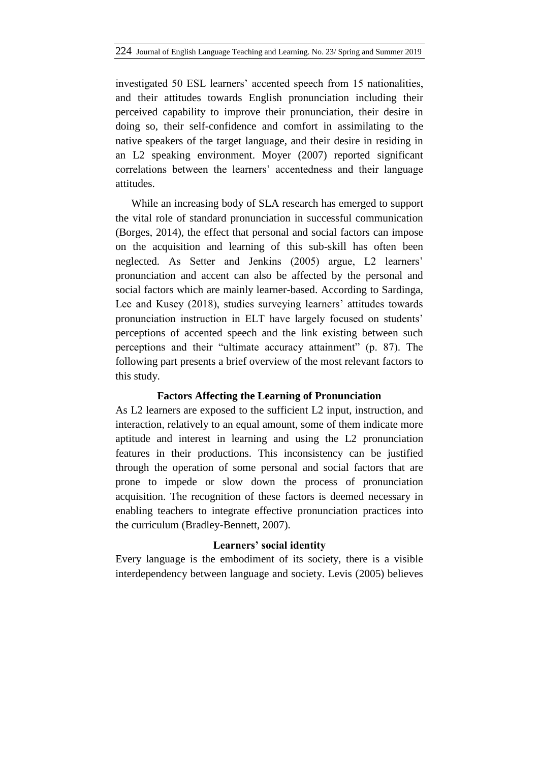investigated 50 ESL learners' accented speech from 15 nationalities, and their attitudes towards English pronunciation including their perceived capability to improve their pronunciation, their desire in doing so, their self-confidence and comfort in assimilating to the native speakers of the target language, and their desire in residing in an L2 speaking environment. Moyer (2007) reported significant correlations between the learners' accentedness and their language attitudes.

While an increasing body of SLA research has emerged to support the vital role of standard pronunciation in successful communication (Borges, 2014), the effect that personal and social factors can impose on the acquisition and learning of this sub-skill has often been neglected. As Setter and Jenkins (2005) argue, L2 learners' pronunciation and accent can also be affected by the personal and social factors which are mainly learner-based. According to Sardinga, Lee and Kusey (2018), studies surveying learners' attitudes towards pronunciation instruction in ELT have largely focused on students' perceptions of accented speech and the link existing between such perceptions and their "ultimate accuracy attainment" (p. 87). The following part presents a brief overview of the most relevant factors to this study.

## Factors Affecting the Learning of Pronunciation

As L2 learners are exposed to the sufficient L2 input, instruction, and interaction, relatively to an equal amount, some of them indicate more aptitude and interest in learning and using the L2 pronunciation features in their productions. This inconsistency can be justified through the operation of some personal and social factors that are prone to impede or slow down the process of pronunciation acquisition. The recognition of these factors is deemed necessary in enabling teachers to integrate effective pronunciation practices into the curriculum (Bradley-Bennett, 2007).

### Learners' social identity

Every language is the embodiment of its society, there is a visible interdependency between language and society. Levis (2005) believes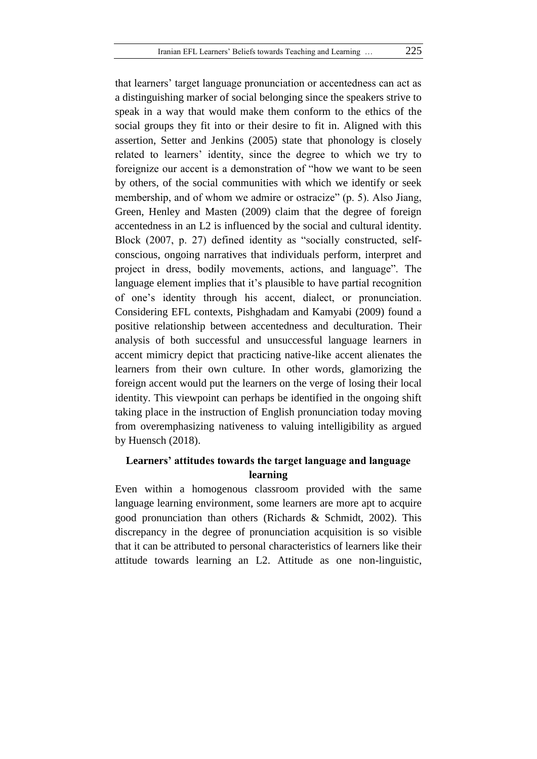that learners' target language pronunciation or accentedness can act as a distinguishing marker of social belonging since the speakers strive to speak in a way that would make them conform to the ethics of the social groups they fit into or their desire to fit in. Aligned with this assertion, Setter and Jenkins (2005) state that phonology is closely related to learners' identity, since the degree to which we try to foreignize our accent is a demonstration of "how we want to be seen by others, of the social communities with which we identify or seek membership, and of whom we admire or ostracize" (p. 5). Also Jiang, Green, Henley and Masten (2009) claim that the degree of foreign accentedness in an L2 is influenced by the social and cultural identity. Block (2007, p. 27) defined identity as "socially constructed, self-conscious, ongoing narratives that individuals perform, interpret and project in dress, bodily movements, actions, and language". The language element implies that it's plausible to have partial recognition of one's identity through his accent, dialect, or pronunciation. Considering EFL contexts, Pishghadam and Kamyabi (2009) found a positive relationship between accentedness and deculturation. Their analysis of both successful and unsuccessful language learners in accent mimicry depict that practicing native-like accent alienates the learners from their own culture. In other words, glamorizing the foreign accent would put the learners on the verge of losing their local identity. This viewpoint can perhaps be identified in the ongoing shift taking place in the instruction of English pronunciation today moving from overemphasizing nativeness to valuing intelligibility as argued by Huensch (2018).

## Learners' attitudes towards the target language and language learning

Even within a homogenous classroom provided with the same language learning environment, some learners are more apt to acquire good pronunciation than others (Richards & Schmidt, 2002). This discrepancy in the degree of pronunciation acquisition is so visible that it can be attributed to personal characteristics of learners like their attitude towards learning an L2. Attitude as one non-linguistic,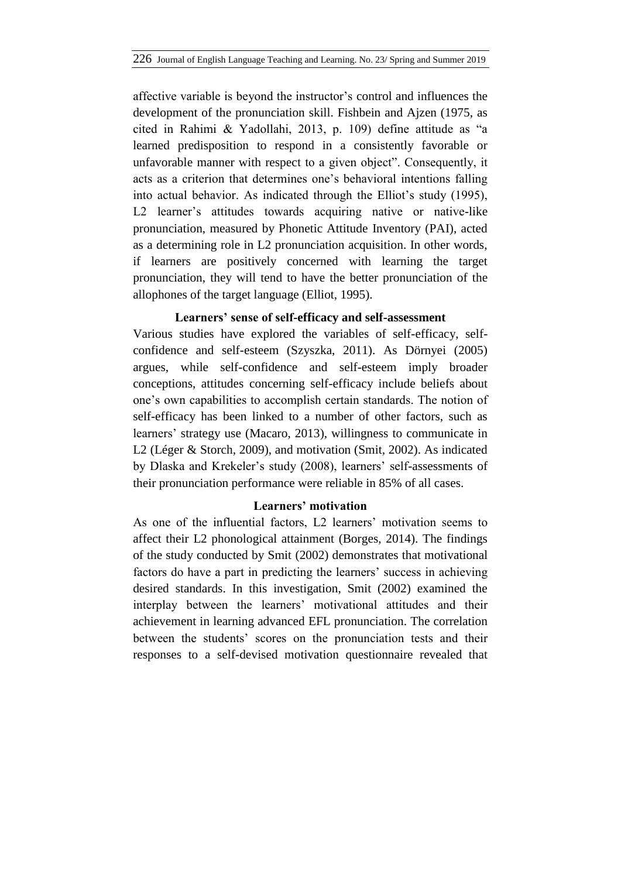affective variable is beyond the instructor's control and influences the development of the pronunciation skill. Fishbein and Ajzen (1975, as cited in Rahimi & Yadollahi, 2013, p. 109) define attitude as "a learned predisposition to respond in a consistently favorable or unfavorable manner with respect to a given object". Consequently, it acts as a criterion that determines one's behavioral intentions falling into actual behavior. As indicated through the Elliot's study (1995), L2 learner's attitudes towards acquiring native or native-like pronunciation, measured by Phonetic Attitude Inventory (PAI), acted as a determining role in L2 pronunciation acquisition. In other words, if learners are positively concerned with learning the target pronunciation, they will tend to have the better pronunciation of the allophones of the target language (Elliot, 1995).

### Learners' sense of self-efficacy and self-assessment

Various studies have explored the variables of self-efficacy, self-confidence and self-esteem (Szyszka, 2011). As Dörnyei (2005) argues, while self-confidence and self-esteem imply broader conceptions, attitudes concerning self-efficacy include beliefs about one's own capabilities to accomplish certain standards. The notion of self-efficacy has been linked to a number of other factors, such as learners' strategy use (Macaro, 2013), willingness to communicate in L2 (Léger & Storch, 2009), and motivation (Smit, 2002). As indicated by Dlaska and Krekeler's study (2008), learners' self-assessments of their pronunciation performance were reliable in 85% of all cases.

### Learners' motivation

As one of the influential factors, L2 learners' motivation seems to affect their L2 phonological attainment (Borges, 2014). The findings of the study conducted by Smit (2002) demonstrates that motivational factors do have a part in predicting the learners' success in achieving desired standards. In this investigation, Smit (2002) examined the interplay between the learners' motivational attitudes and their achievement in learning advanced EFL pronunciation. The correlation between the students' scores on the pronunciation tests and their responses to a self-devised motivation questionnaire revealed that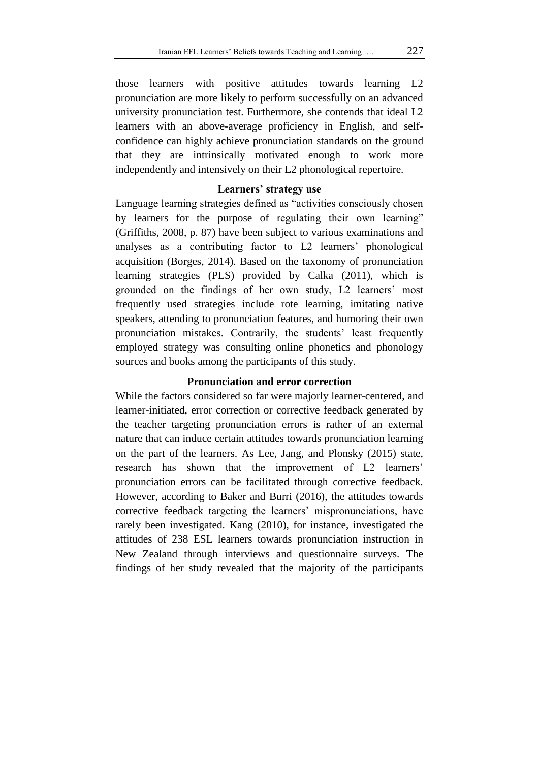those learners with positive attitudes towards learning L2 pronunciation are more likely to perform successfully on an advanced university pronunciation test. Furthermore, she contends that ideal L2 learners with an above-average proficiency in English, and self-confidence can highly achieve pronunciation standards on the ground that they are intrinsically motivated enough to work more independently and intensively on their L2 phonological repertoire.

### Learners' strategy use

Language learning strategies defined as "activities consciously chosen by learners for the purpose of regulating their own learning" (Griffiths, 2008, p. 87) have been subject to various examinations and analyses as a contributing factor to L2 learners' phonological acquisition (Borges, 2014). Based on the taxonomy of pronunciation learning strategies (PLS) provided by Calka (2011), which is grounded on the findings of her own study, L2 learners' most frequently used strategies include rote learning, imitating native speakers, attending to pronunciation features, and humoring their own pronunciation mistakes. Contrarily, the students' least frequently employed strategy was consulting online phonetics and phonology sources and books among the participants of this study.

### Pronunciation and error correction

While the factors considered so far were majorly learner-centered, and learner-initiated, error correction or corrective feedback generated by the teacher targeting pronunciation errors is rather of an external nature that can induce certain attitudes towards pronunciation learning on the part of the learners. As Lee, Jang, and Plonsky (2015) state, research has shown that the improvement of L2 learners' pronunciation errors can be facilitated through corrective feedback. However, according to Baker and Burri (2016), the attitudes towards corrective feedback targeting the learners' mispronunciations, have rarely been investigated. Kang (2010), for instance, investigated the attitudes of 238 ESL learners towards pronunciation instruction in New Zealand through interviews and questionnaire surveys. The findings of her study revealed that the majority of the participants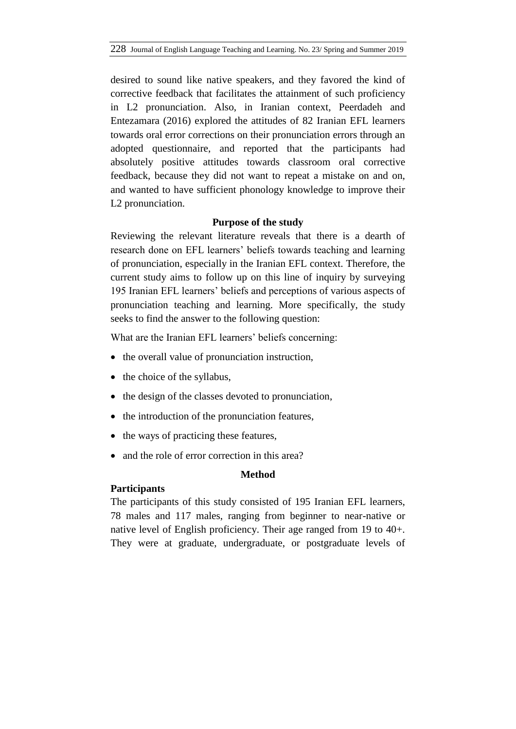desired to sound like native speakers, and they favored the kind of corrective feedback that facilitates the attainment of such proficiency in L2 pronunciation. Also, in Iranian context, Peerdadeh and Entezamara (2016) explored the attitudes of 82 Iranian EFL learners towards oral error corrections on their pronunciation errors through an adopted questionnaire, and reported that the participants had absolutely positive attitudes towards classroom oral corrective feedback, because they did not want to repeat a mistake on and on, and wanted to have sufficient phonology knowledge to improve their L2 pronunciation.

## Purpose of the study

Reviewing the relevant literature reveals that there is a dearth of research done on EFL learners' beliefs towards teaching and learning of pronunciation, especially in the Iranian EFL context. Therefore, the current study aims to follow up on this line of inquiry by surveying 195 Iranian EFL learners' beliefs and perceptions of various aspects of pronunciation teaching and learning. More specifically, the study seeks to find the answer to the following question:

What are the Iranian EFL learners' beliefs concerning:

- the overall value of pronunciation instruction,
- the choice of the syllabus,
- the design of the classes devoted to pronunciation,
- the introduction of the pronunciation features,
- the ways of practicing these features,
- and the role of error correction in this area?

## Method

### Participants

The participants of this study consisted of 195 Iranian EFL learners, 78 males and 117 males, ranging from beginner to near-native or native level of English proficiency. Their age ranged from 19 to 40+. They were at graduate, undergraduate, or postgraduate levels of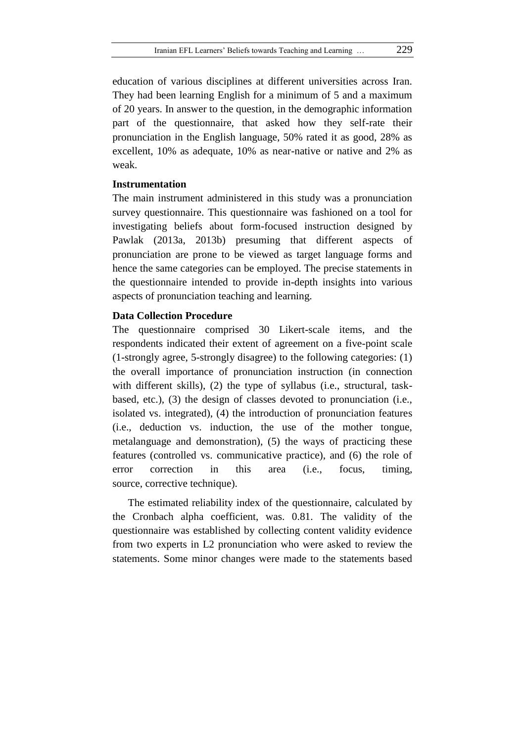education of various disciplines at different universities across Iran. They had been learning English for a minimum of 5 and a maximum of 20 years. In answer to the question, in the demographic information part of the questionnaire, that asked how they self-rate their pronunciation in the English language, 50% rated it as good, 28% as excellent, 10% as adequate, 10% as near-native or native and 2% as weak.

### Instrumentation

The main instrument administered in this study was a pronunciation survey questionnaire. This questionnaire was fashioned on a tool for investigating beliefs about form-focused instruction designed by Pawlak (2013a, 2013b) presuming that different aspects of pronunciation are prone to be viewed as target language forms and hence the same categories can be employed. The precise statements in the questionnaire intended to provide in-depth insights into various aspects of pronunciation teaching and learning.

### Data Collection Procedure

The questionnaire comprised 30 Likert-scale items, and the respondents indicated their extent of agreement on a five-point scale (1-strongly agree, 5-strongly disagree) to the following categories: (1) the overall importance of pronunciation instruction (in connection with different skills), (2) the type of syllabus (i.e., structural, task-based, etc.), (3) the design of classes devoted to pronunciation (i.e., isolated vs. integrated), (4) the introduction of pronunciation features (i.e., deduction vs. induction, the use of the mother tongue, metalanguage and demonstration), (5) the ways of practicing these features (controlled vs. communicative practice), and (6) the role of error correction in this area (i.e., focus, timing, source, corrective technique).

The estimated reliability index of the questionnaire, calculated by the Cronbach alpha coefficient, was. 0.81. The validity of the questionnaire was established by collecting content validity evidence from two experts in L2 pronunciation who were asked to review the statements. Some minor changes were made to the statements based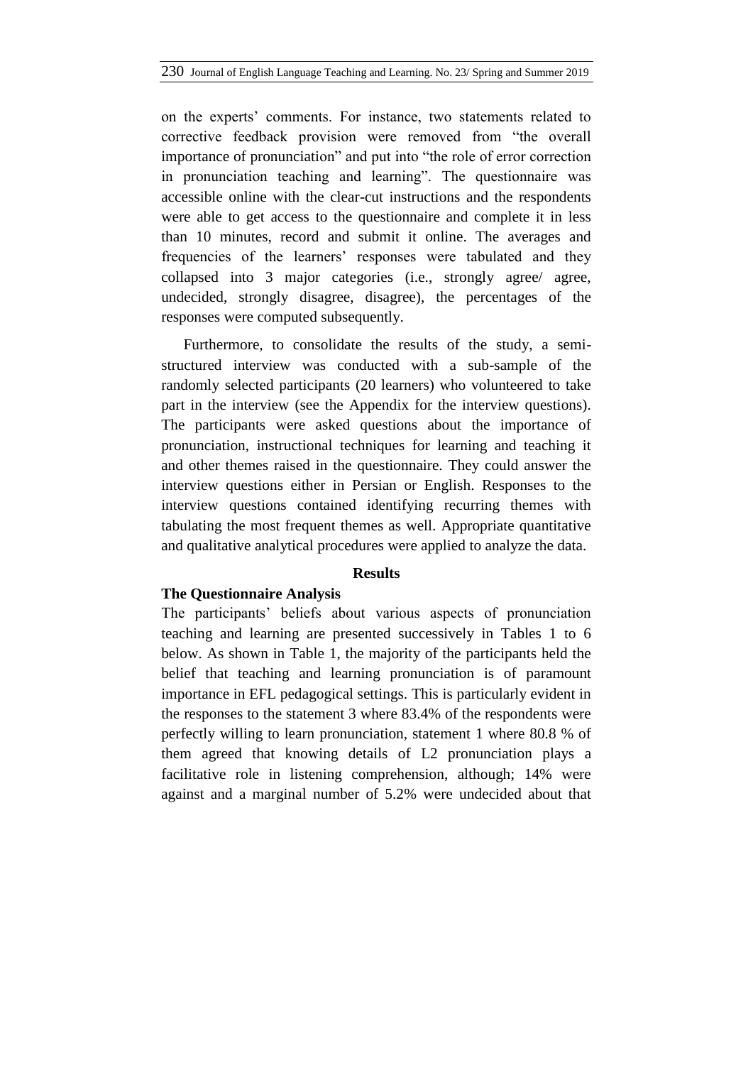on the experts' comments. For instance, two statements related to corrective feedback provision were removed from "the overall importance of pronunciation" and put into "the role of error correction in pronunciation teaching and learning". The questionnaire was accessible online with the clear-cut instructions and the respondents were able to get access to the questionnaire and complete it in less than 10 minutes, record and submit it online. The averages and frequencies of the learners' responses were tabulated and they collapsed into 3 major categories (i.e., strongly agree/ agree, undecided, strongly disagree, disagree), the percentages of the responses were computed subsequently.

Furthermore, to consolidate the results of the study, a semi-structured interview was conducted with a sub-sample of the randomly selected participants (20 learners) who volunteered to take part in the interview (see the Appendix for the interview questions). The participants were asked questions about the importance of pronunciation, instructional techniques for learning and teaching it and other themes raised in the questionnaire. They could answer the interview questions either in Persian or English. Responses to the interview questions contained identifying recurring themes with tabulating the most frequent themes as well. Appropriate quantitative and qualitative analytical procedures were applied to analyze the data.

## Results

### The Questionnaire Analysis

The participants' beliefs about various aspects of pronunciation teaching and learning are presented successively in Tables 1 to 6 below. As shown in Table 1, the majority of the participants held the belief that teaching and learning pronunciation is of paramount importance in EFL pedagogical settings. This is particularly evident in the responses to the statement 3 where 83.4% of the respondents were perfectly willing to learn pronunciation, statement 1 where 80.8 % of them agreed that knowing details of L2 pronunciation plays a facilitative role in listening comprehension, although; 14% were against and a marginal number of 5.2% were undecided about that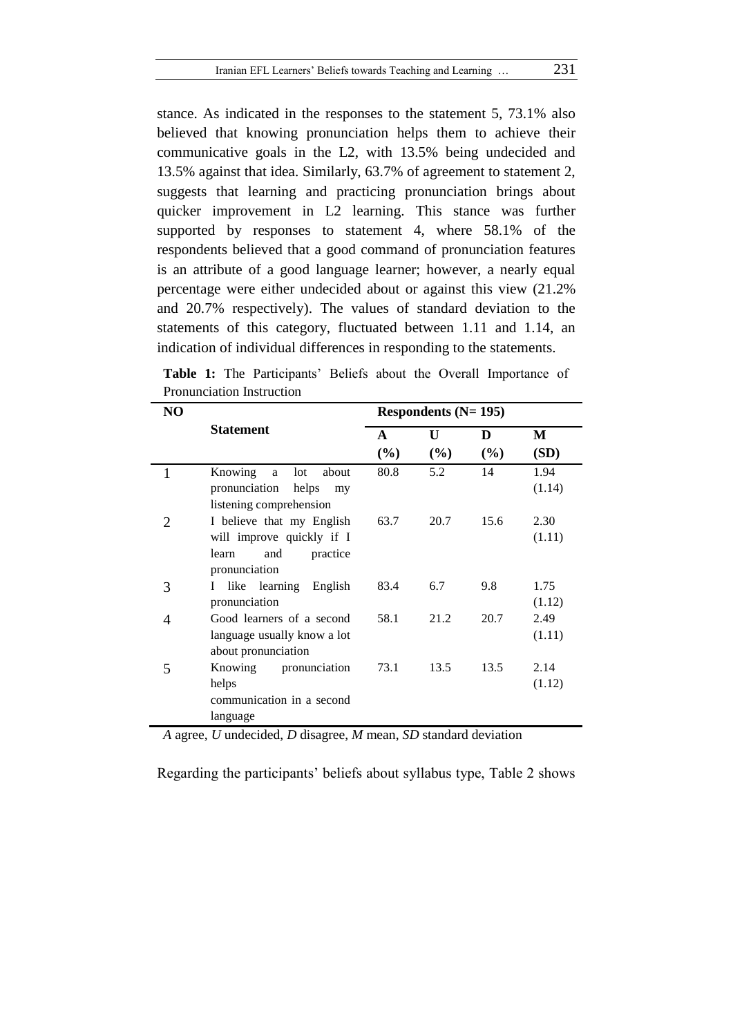stance. As indicated in the responses to the statement 5, 73.1% also believed that knowing pronunciation helps them to achieve their communicative goals in the L2, with 13.5% being undecided and 13.5% against that idea. Similarly, 63.7% of agreement to statement 2, suggests that learning and practicing pronunciation brings about quicker improvement in L2 learning. This stance was further supported by responses to statement 4, where 58.1% of the respondents believed that a good command of pronunciation features is an attribute of a good language learner; however, a nearly equal percentage were either undecided about or against this view (21.2% and 20.7% respectively). The values of standard deviation to the statements of this category, fluctuated between 1.11 and 1.14, an indication of individual differences in responding to the statements.

**Table 1:** The Participants' Beliefs about the Overall Importance of Pronunciation Instruction

| NO | Statement | Respondents (N= 195) | | | |
|---|---|---|---|---|---|
| | | **A (%)** | **U (%)** | **D (%)** | **M (SD)** |
| 1 | Knowing a lot about pronunciation helps my listening comprehension | 80.8 | 5.2 | 14 | 1.94 (1.14) |
| 2 | I believe that my English will improve quickly if I learn and practice pronunciation | 63.7 | 20.7 | 15.6 | 2.30 (1.11) |
| 3 | I like learning English pronunciation | 83.4 | 6.7 | 9.8 | 1.75 (1.12) |
| 4 | Good learners of a second language usually know a lot about pronunciation | 58.1 | 21.2 | 20.7 | 2.49 (1.11) |
| 5 | Knowing pronunciation helps communication in a second language | 73.1 | 13.5 | 13.5 | 2.14 (1.12) |

*A* agree, *U* undecided, *D* disagree, *M* mean, *SD* standard deviation

Regarding the participants' beliefs about syllabus type, Table 2 shows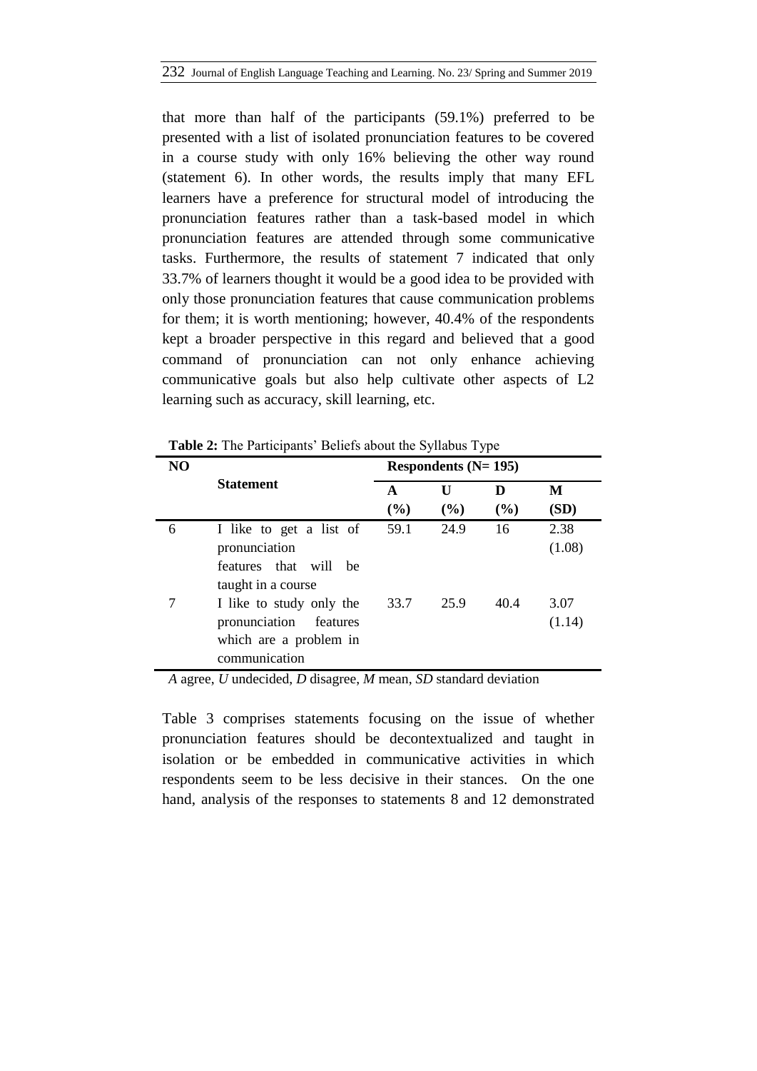that more than half of the participants (59.1%) preferred to be presented with a list of isolated pronunciation features to be covered in a course study with only 16% believing the other way round (statement 6). In other words, the results imply that many EFL learners have a preference for structural model of introducing the pronunciation features rather than a task-based model in which pronunciation features are attended through some communicative tasks. Furthermore, the results of statement 7 indicated that only 33.7% of learners thought it would be a good idea to be provided with only those pronunciation features that cause communication problems for them; it is worth mentioning; however, 40.4% of the respondents kept a broader perspective in this regard and believed that a good command of pronunciation can not only enhance achieving communicative goals but also help cultivate other aspects of L2 learning such as accuracy, skill learning, etc.

**Table 2:** The Participants' Beliefs about the Syllabus Type

| NO | Statement | Respondents (N= 195) | | | |
|---|---|---|---|---|---|
| | | A (%) | U (%) | D (%) | M (SD) |
| 6 | I like to get a list of pronunciation features that will be taught in a course | 59.1 | 24.9 | 16 | 2.38 (1.08) |
| 7 | I like to study only the pronunciation features which are a problem in communication | 33.7 | 25.9 | 40.4 | 3.07 (1.14) |

*A* agree, *U* undecided, *D* disagree, *M* mean, *SD* standard deviation

Table 3 comprises statements focusing on the issue of whether pronunciation features should be decontextualized and taught in isolation or be embedded in communicative activities in which respondents seem to be less decisive in their stances. On the one hand, analysis of the responses to statements 8 and 12 demonstrated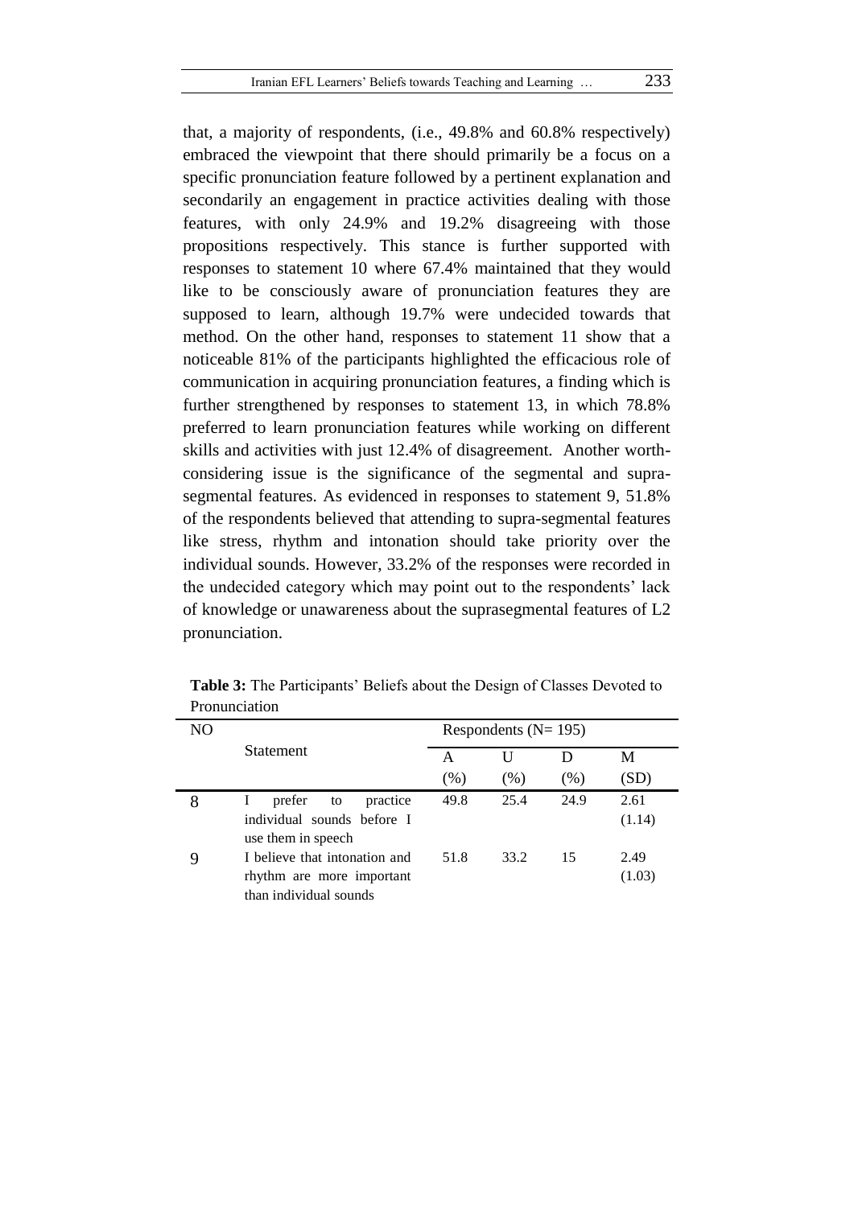that, a majority of respondents, (i.e., 49.8% and 60.8% respectively) embraced the viewpoint that there should primarily be a focus on a specific pronunciation feature followed by a pertinent explanation and secondarily an engagement in practice activities dealing with those features, with only 24.9% and 19.2% disagreeing with those propositions respectively. This stance is further supported with responses to statement 10 where 67.4% maintained that they would like to be consciously aware of pronunciation features they are supposed to learn, although 19.7% were undecided towards that method. On the other hand, responses to statement 11 show that a noticeable 81% of the participants highlighted the efficacious role of communication in acquiring pronunciation features, a finding which is further strengthened by responses to statement 13, in which 78.8% preferred to learn pronunciation features while working on different skills and activities with just 12.4% of disagreement. Another worth-considering issue is the significance of the segmental and supra-segmental features. As evidenced in responses to statement 9, 51.8% of the respondents believed that attending to supra-segmental features like stress, rhythm and intonation should take priority over the individual sounds. However, 33.2% of the responses were recorded in the undecided category which may point out to the respondents' lack of knowledge or unawareness about the suprasegmental features of L2 pronunciation.

**Table 3:** The Participants' Beliefs about the Design of Classes Devoted to Pronunciation

| NO | Statement | Respondents (N= 195) | | | |
|---|---|---|---|---|---|
| | | A (%) | U (%) | D (%) | M (SD) |
| 8 | I prefer to practice individual sounds before I use them in speech | 49.8 | 25.4 | 24.9 | 2.61 (1.14) |
| 9 | I believe that intonation and rhythm are more important than individual sounds | 51.8 | 33.2 | 15 | 2.49 (1.03) |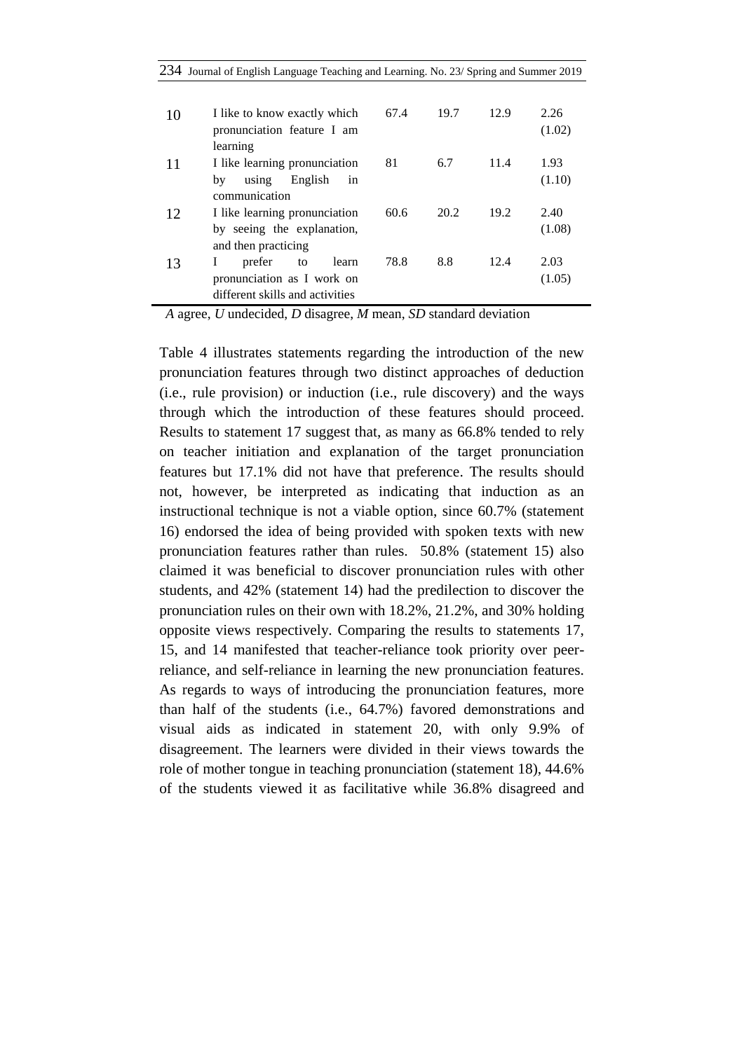| | | | | | |
|---|---|---|---|---|---|
| 10 | I like to know exactly which pronunciation feature I am learning | 67.4 | 19.7 | 12.9 | 2.26 (1.02) |
| 11 | I like learning pronunciation by using English in communication | 81 | 6.7 | 11.4 | 1.93 (1.10) |
| 12 | I like learning pronunciation by seeing the explanation, and then practicing | 60.6 | 20.2 | 19.2 | 2.40 (1.08) |
| 13 | I prefer to learn pronunciation as I work on different skills and activities | 78.8 | 8.8 | 12.4 | 2.03 (1.05) |

*A* agree, *U* undecided, *D* disagree, *M* mean, *SD* standard deviation

Table 4 illustrates statements regarding the introduction of the new pronunciation features through two distinct approaches of deduction (i.e., rule provision) or induction (i.e., rule discovery) and the ways through which the introduction of these features should proceed. Results to statement 17 suggest that, as many as 66.8% tended to rely on teacher initiation and explanation of the target pronunciation features but 17.1% did not have that preference. The results should not, however, be interpreted as indicating that induction as an instructional technique is not a viable option, since 60.7% (statement 16) endorsed the idea of being provided with spoken texts with new pronunciation features rather than rules. 50.8% (statement 15) also claimed it was beneficial to discover pronunciation rules with other students, and 42% (statement 14) had the predilection to discover the pronunciation rules on their own with 18.2%, 21.2%, and 30% holding opposite views respectively. Comparing the results to statements 17, 15, and 14 manifested that teacher-reliance took priority over peer-reliance, and self-reliance in learning the new pronunciation features. As regards to ways of introducing the pronunciation features, more than half of the students (i.e., 64.7%) favored demonstrations and visual aids as indicated in statement 20, with only 9.9% of disagreement. The learners were divided in their views towards the role of mother tongue in teaching pronunciation (statement 18), 44.6% of the students viewed it as facilitative while 36.8% disagreed and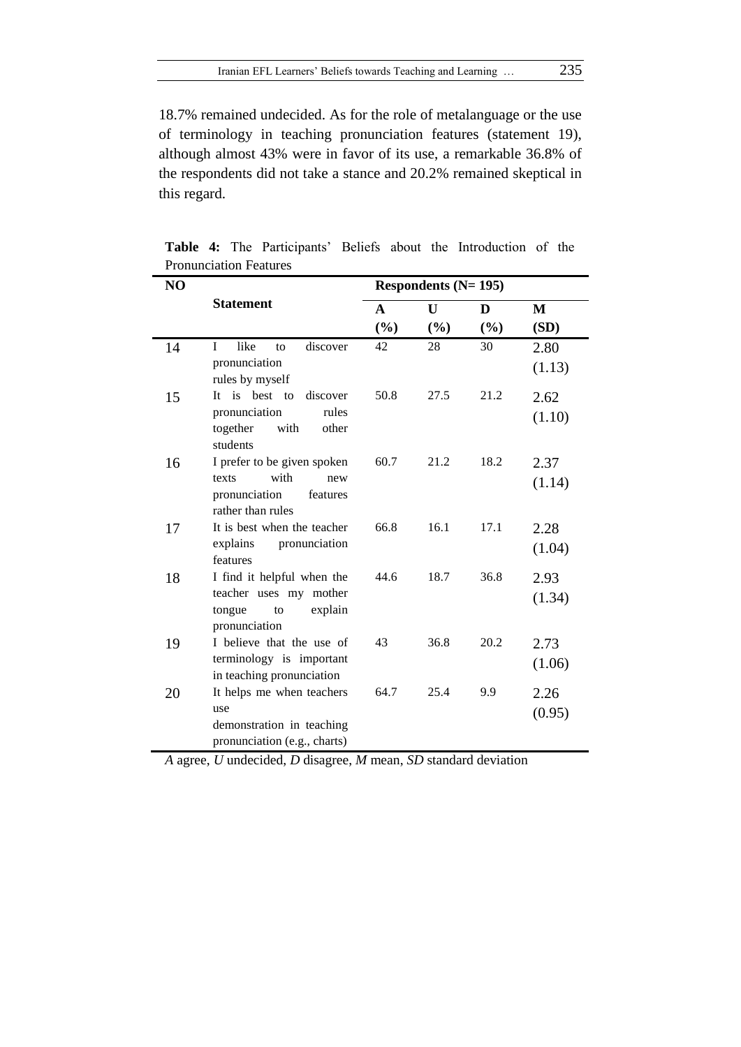18.7% remained undecided. As for the role of metalanguage or the use of terminology in teaching pronunciation features (statement 19), although almost 43% were in favor of its use, a remarkable 36.8% of the respondents did not take a stance and 20.2% remained skeptical in this regard.

**Table 4:** The Participants' Beliefs about the Introduction of the Pronunciation Features

| NO | Statement | Respondents (N= 195) | | | |
|---|---|---|---|---|---|
| | | A (%) | U (%) | D (%) | M (SD) |
| 14 | I like to discover pronunciation rules by myself | 42 | 28 | 30 | 2.80 (1.13) |
| 15 | It is best to discover pronunciation rules together with other students | 50.8 | 27.5 | 21.2 | 2.62 (1.10) |
| 16 | I prefer to be given spoken texts with new pronunciation features rather than rules | 60.7 | 21.2 | 18.2 | 2.37 (1.14) |
| 17 | It is best when the teacher explains pronunciation features | 66.8 | 16.1 | 17.1 | 2.28 (1.04) |
| 18 | I find it helpful when the teacher uses my mother tongue to explain pronunciation | 44.6 | 18.7 | 36.8 | 2.93 (1.34) |
| 19 | I believe that the use of terminology is important in teaching pronunciation | 43 | 36.8 | 20.2 | 2.73 (1.06) |
| 20 | It helps me when teachers use demonstration in teaching pronunciation (e.g., charts) | 64.7 | 25.4 | 9.9 | 2.26 (0.95) |

*A* agree, *U* undecided, *D* disagree, *M* mean, *SD* standard deviation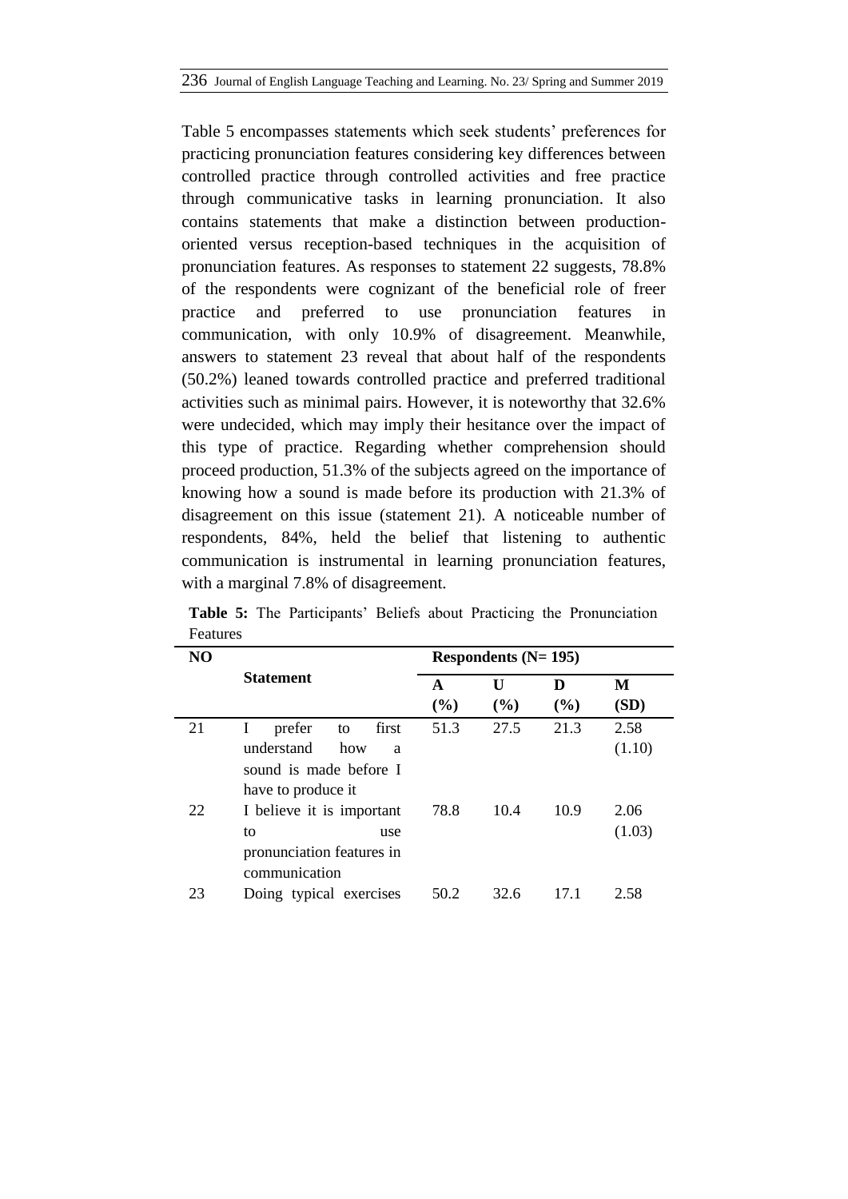Table 5 encompasses statements which seek students' preferences for practicing pronunciation features considering key differences between controlled practice through controlled activities and free practice through communicative tasks in learning pronunciation. It also contains statements that make a distinction between production-oriented versus reception-based techniques in the acquisition of pronunciation features. As responses to statement 22 suggests, 78.8% of the respondents were cognizant of the beneficial role of freer practice and preferred to use pronunciation features in communication, with only 10.9% of disagreement. Meanwhile, answers to statement 23 reveal that about half of the respondents (50.2%) leaned towards controlled practice and preferred traditional activities such as minimal pairs. However, it is noteworthy that 32.6% were undecided, which may imply their hesitance over the impact of this type of practice. Regarding whether comprehension should proceed production, 51.3% of the subjects agreed on the importance of knowing how a sound is made before its production with 21.3% of disagreement on this issue (statement 21). A noticeable number of respondents, 84%, held the belief that listening to authentic communication is instrumental in learning pronunciation features, with a marginal 7.8% of disagreement.

**Table 5:** The Participants' Beliefs about Practicing the Pronunciation Features

| NO | Statement | Respondents (N= 195) | | | |
|---|---|---|---|---|---|
| | | A (%) | U (%) | D (%) | M (SD) |
| 21 | I prefer to first understand how a sound is made before I have to produce it | 51.3 | 27.5 | 21.3 | 2.58 (1.10) |
| 22 | I believe it is important to use pronunciation features in communication | 78.8 | 10.4 | 10.9 | 2.06 (1.03) |
| 23 | Doing typical exercises | 50.2 | 32.6 | 17.1 | 2.58 |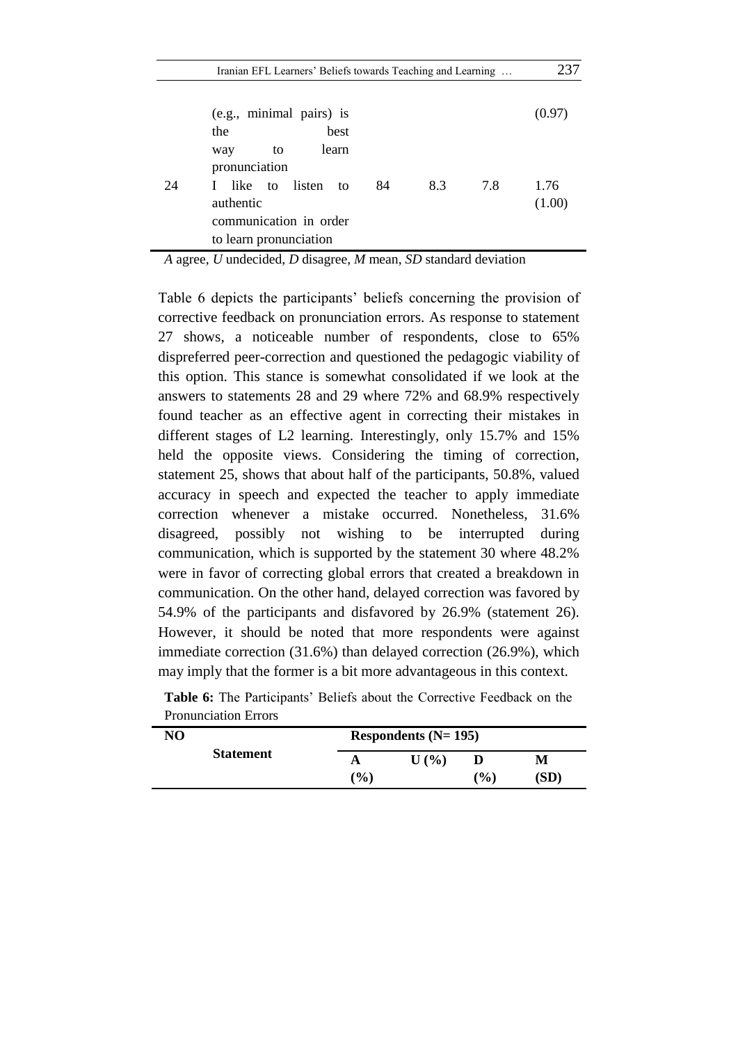| NO | Statement | A (%) | U (%) | D (%) | M (SD) |
|---|---|---|---|---|---|
| | (e.g., minimal pairs) is the best way to learn pronunciation | | | | (0.97) |
| 24 | I like to listen to authentic communication in order to learn pronunciation | 84 | 8.3 | 7.8 | 1.76 (1.00) |

*A* agree, *U* undecided, *D* disagree, *M* mean, *SD* standard deviation

Table 6 depicts the participants' beliefs concerning the provision of corrective feedback on pronunciation errors. As response to statement 27 shows, a noticeable number of respondents, close to 65% dispreferred peer-correction and questioned the pedagogic viability of this option. This stance is somewhat consolidated if we look at the answers to statements 28 and 29 where 72% and 68.9% respectively found teacher as an effective agent in correcting their mistakes in different stages of L2 learning. Interestingly, only 15.7% and 15% held the opposite views. Considering the timing of correction, statement 25, shows that about half of the participants, 50.8%, valued accuracy in speech and expected the teacher to apply immediate correction whenever a mistake occurred. Nonetheless, 31.6% disagreed, possibly not wishing to be interrupted during communication, which is supported by the statement 30 where 48.2% were in favor of correcting global errors that created a breakdown in communication. On the other hand, delayed correction was favored by 54.9% of the participants and disfavored by 26.9% (statement 26). However, it should be noted that more respondents were against immediate correction (31.6%) than delayed correction (26.9%), which may imply that the former is a bit more advantageous in this context.

**Table 6:** The Participants' Beliefs about the Corrective Feedback on the Pronunciation Errors

| NO | Statement | Respondents (N= 195) | | | |
|---|---|---|---|---|---|
| | | A (%) | U (%) | D (%) | M (SD) |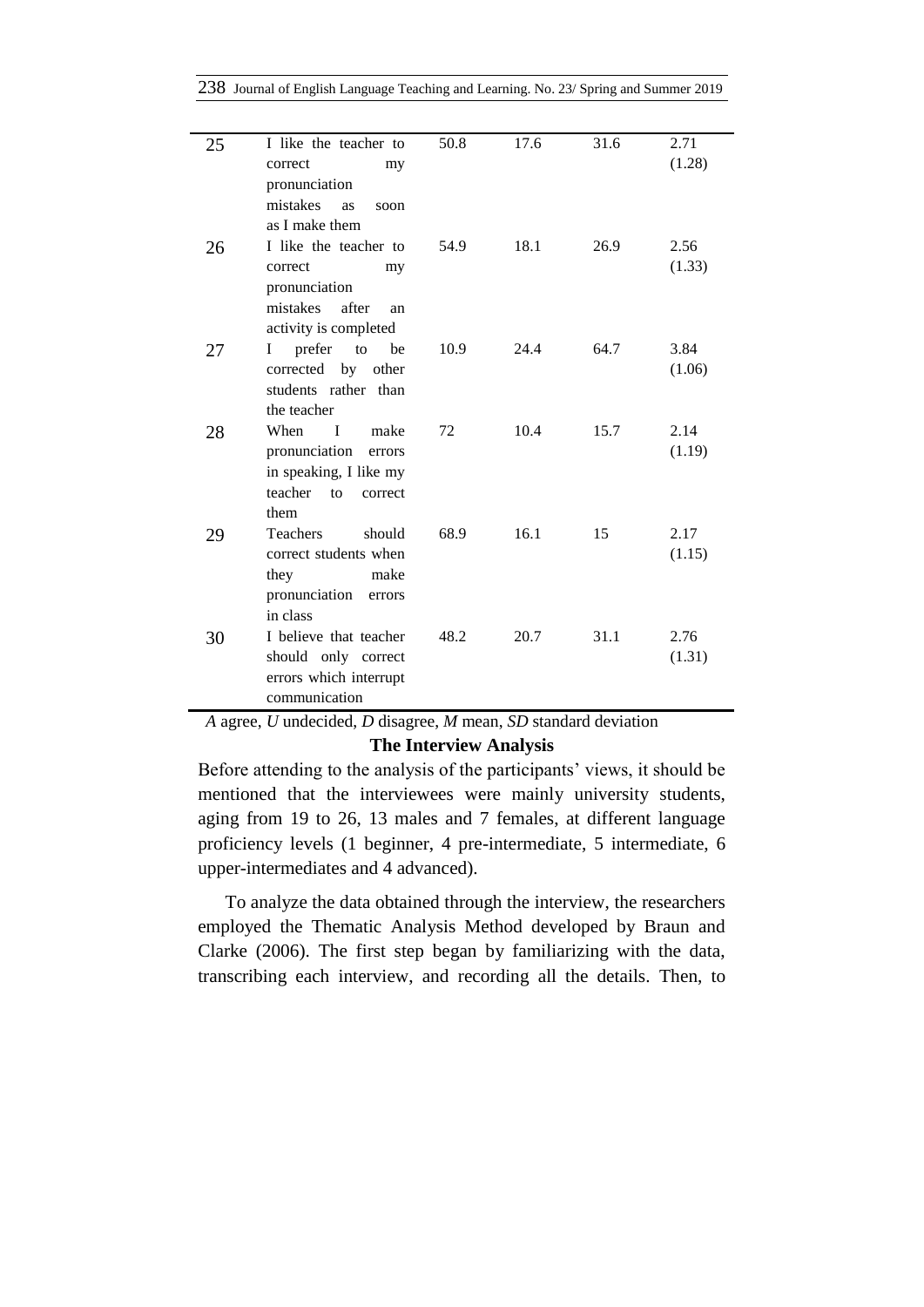| | | | | | |
|---|---|---|---|---|---|
| 25 | I like the teacher to correct my pronunciation mistakes as soon as I make them | 50.8 | 17.6 | 31.6 | 2.71 (1.28) |
| 26 | I like the teacher to correct my pronunciation mistakes after an activity is completed | 54.9 | 18.1 | 26.9 | 2.56 (1.33) |
| 27 | I prefer to be corrected by other students rather than the teacher | 10.9 | 24.4 | 64.7 | 3.84 (1.06) |
| 28 | When I make pronunciation errors in speaking, I like my teacher to correct them | 72 | 10.4 | 15.7 | 2.14 (1.19) |
| 29 | Teachers should correct students when they make pronunciation errors in class | 68.9 | 16.1 | 15 | 2.17 (1.15) |
| 30 | I believe that teacher should only correct errors which interrupt communication | 48.2 | 20.7 | 31.1 | 2.76 (1.31) |

*A* agree, *U* undecided, *D* disagree, *M* mean, *SD* standard deviation

**The Interview Analysis**

Before attending to the analysis of the participants' views, it should be mentioned that the interviewees were mainly university students, aging from 19 to 26, 13 males and 7 females, at different language proficiency levels (1 beginner, 4 pre-intermediate, 5 intermediate, 6 upper-intermediates and 4 advanced).

To analyze the data obtained through the interview, the researchers employed the Thematic Analysis Method developed by Braun and Clarke (2006). The first step began by familiarizing with the data, transcribing each interview, and recording all the details. Then, to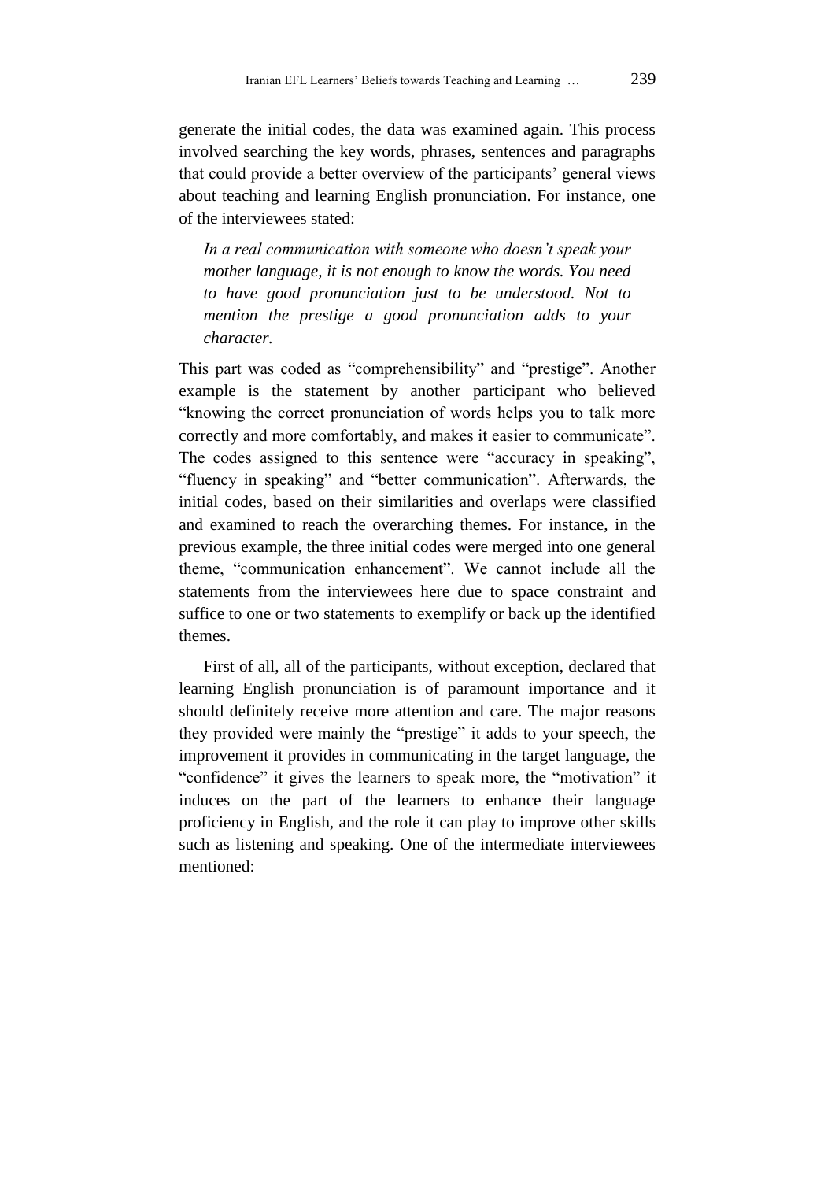generate the initial codes, the data was examined again. This process involved searching the key words, phrases, sentences and paragraphs that could provide a better overview of the participants' general views about teaching and learning English pronunciation. For instance, one of the interviewees stated:

> *In a real communication with someone who doesn't speak your mother language, it is not enough to know the words. You need to have good pronunciation just to be understood. Not to mention the prestige a good pronunciation adds to your character.*

This part was coded as "comprehensibility" and "prestige". Another example is the statement by another participant who believed "knowing the correct pronunciation of words helps you to talk more correctly and more comfortably, and makes it easier to communicate". The codes assigned to this sentence were "accuracy in speaking", "fluency in speaking" and "better communication". Afterwards, the initial codes, based on their similarities and overlaps were classified and examined to reach the overarching themes. For instance, in the previous example, the three initial codes were merged into one general theme, "communication enhancement". We cannot include all the statements from the interviewees here due to space constraint and suffice to one or two statements to exemplify or back up the identified themes.

First of all, all of the participants, without exception, declared that learning English pronunciation is of paramount importance and it should definitely receive more attention and care. The major reasons they provided were mainly the "prestige" it adds to your speech, the improvement it provides in communicating in the target language, the "confidence" it gives the learners to speak more, the "motivation" it induces on the part of the learners to enhance their language proficiency in English, and the role it can play to improve other skills such as listening and speaking. One of the intermediate interviewees mentioned: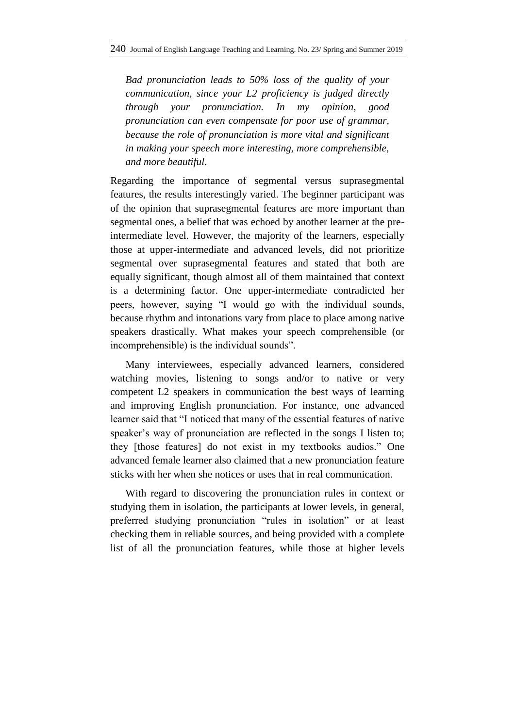> *Bad pronunciation leads to 50% loss of the quality of your communication, since your L2 proficiency is judged directly through your pronunciation. In my opinion, good pronunciation can even compensate for poor use of grammar, because the role of pronunciation is more vital and significant in making your speech more interesting, more comprehensible, and more beautiful.*

Regarding the importance of segmental versus suprasegmental features, the results interestingly varied. The beginner participant was of the opinion that suprasegmental features are more important than segmental ones, a belief that was echoed by another learner at the pre-intermediate level. However, the majority of the learners, especially those at upper-intermediate and advanced levels, did not prioritize segmental over suprasegmental features and stated that both are equally significant, though almost all of them maintained that context is a determining factor. One upper-intermediate contradicted her peers, however, saying "I would go with the individual sounds, because rhythm and intonations vary from place to place among native speakers drastically. What makes your speech comprehensible (or incomprehensible) is the individual sounds".

Many interviewees, especially advanced learners, considered watching movies, listening to songs and/or to native or very competent L2 speakers in communication the best ways of learning and improving English pronunciation. For instance, one advanced learner said that "I noticed that many of the essential features of native speaker's way of pronunciation are reflected in the songs I listen to; they [those features] do not exist in my textbooks audios." One advanced female learner also claimed that a new pronunciation feature sticks with her when she notices or uses that in real communication.

With regard to discovering the pronunciation rules in context or studying them in isolation, the participants at lower levels, in general, preferred studying pronunciation "rules in isolation" or at least checking them in reliable sources, and being provided with a complete list of all the pronunciation features, while those at higher levels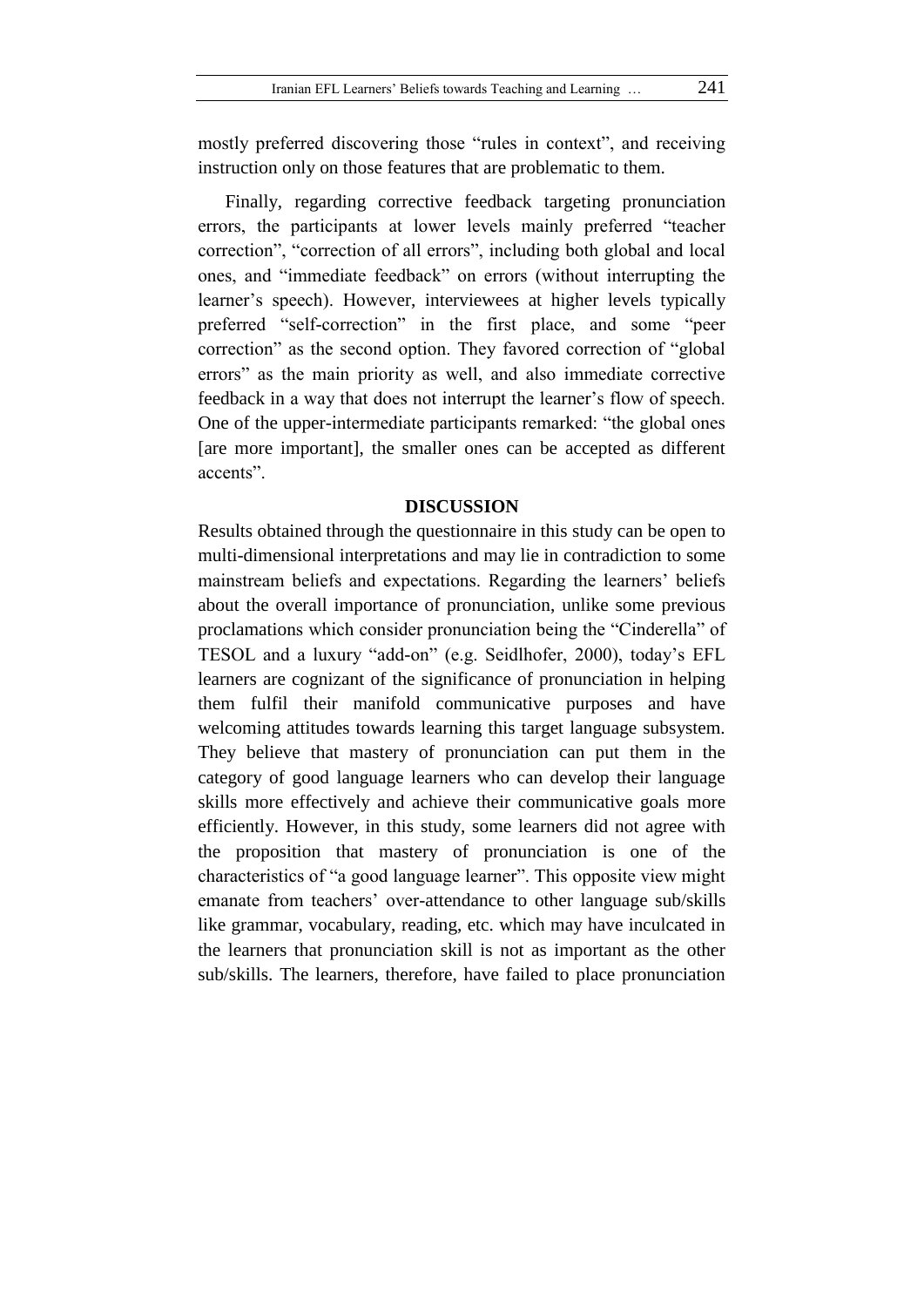mostly preferred discovering those "rules in context", and receiving instruction only on those features that are problematic to them.

Finally, regarding corrective feedback targeting pronunciation errors, the participants at lower levels mainly preferred "teacher correction", "correction of all errors", including both global and local ones, and "immediate feedback" on errors (without interrupting the learner's speech). However, interviewees at higher levels typically preferred "self-correction" in the first place, and some "peer correction" as the second option. They favored correction of "global errors" as the main priority as well, and also immediate corrective feedback in a way that does not interrupt the learner's flow of speech. One of the upper-intermediate participants remarked: "the global ones [are more important], the smaller ones can be accepted as different accents".

## DISCUSSION

Results obtained through the questionnaire in this study can be open to multi-dimensional interpretations and may lie in contradiction to some mainstream beliefs and expectations. Regarding the learners' beliefs about the overall importance of pronunciation, unlike some previous proclamations which consider pronunciation being the "Cinderella" of TESOL and a luxury "add-on" (e.g. Seidlhofer, 2000), today's EFL learners are cognizant of the significance of pronunciation in helping them fulfil their manifold communicative purposes and have welcoming attitudes towards learning this target language subsystem. They believe that mastery of pronunciation can put them in the category of good language learners who can develop their language skills more effectively and achieve their communicative goals more efficiently. However, in this study, some learners did not agree with the proposition that mastery of pronunciation is one of the characteristics of "a good language learner". This opposite view might emanate from teachers' over-attendance to other language sub/skills like grammar, vocabulary, reading, etc. which may have inculcated in the learners that pronunciation skill is not as important as the other sub/skills. The learners, therefore, have failed to place pronunciation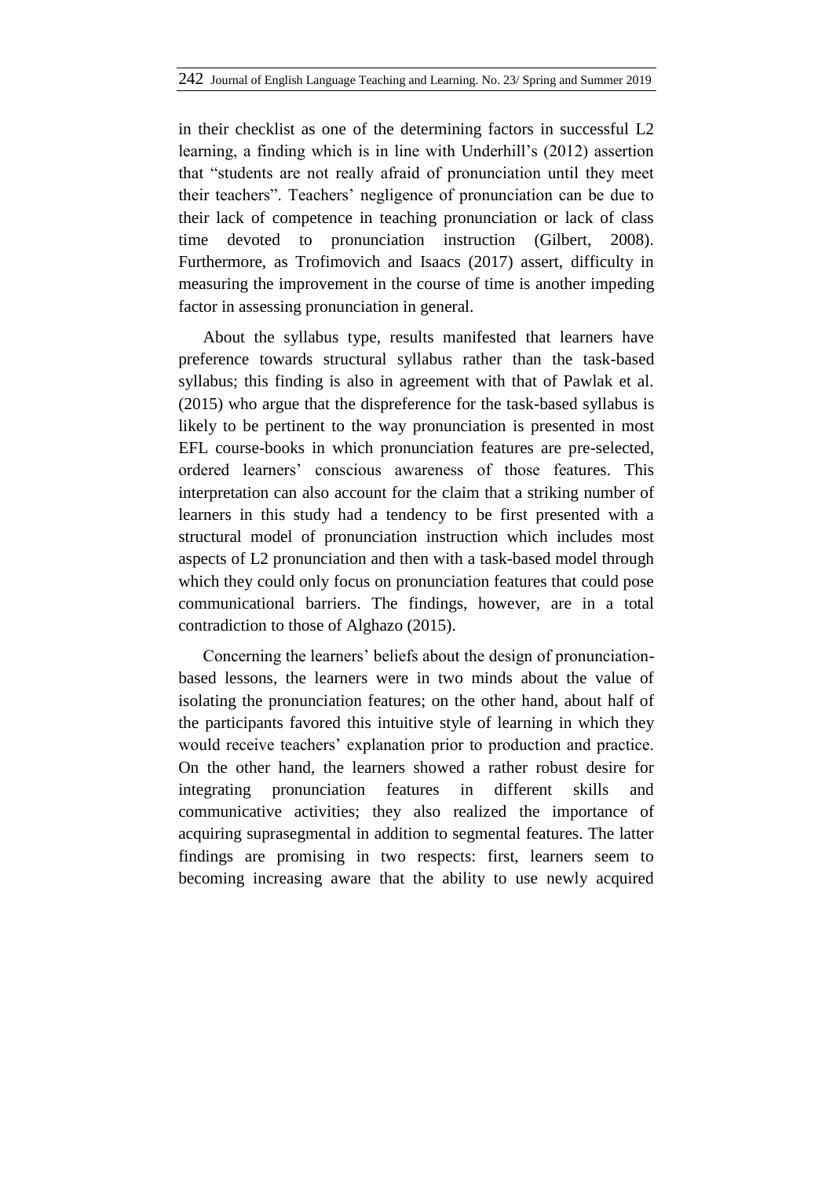in their checklist as one of the determining factors in successful L2 learning, a finding which is in line with Underhill's (2012) assertion that "students are not really afraid of pronunciation until they meet their teachers". Teachers' negligence of pronunciation can be due to their lack of competence in teaching pronunciation or lack of class time devoted to pronunciation instruction (Gilbert, 2008). Furthermore, as Trofimovich and Isaacs (2017) assert, difficulty in measuring the improvement in the course of time is another impeding factor in assessing pronunciation in general.

About the syllabus type, results manifested that learners have preference towards structural syllabus rather than the task-based syllabus; this finding is also in agreement with that of Pawlak et al. (2015) who argue that the dispreference for the task-based syllabus is likely to be pertinent to the way pronunciation is presented in most EFL course-books in which pronunciation features are pre-selected, ordered learners' conscious awareness of those features. This interpretation can also account for the claim that a striking number of learners in this study had a tendency to be first presented with a structural model of pronunciation instruction which includes most aspects of L2 pronunciation and then with a task-based model through which they could only focus on pronunciation features that could pose communicational barriers. The findings, however, are in a total contradiction to those of Alghazo (2015).

Concerning the learners' beliefs about the design of pronunciation-based lessons, the learners were in two minds about the value of isolating the pronunciation features; on the other hand, about half of the participants favored this intuitive style of learning in which they would receive teachers' explanation prior to production and practice. On the other hand, the learners showed a rather robust desire for integrating pronunciation features in different skills and communicative activities; they also realized the importance of acquiring suprasegmental in addition to segmental features. The latter findings are promising in two respects: first, learners seem to becoming increasing aware that the ability to use newly acquired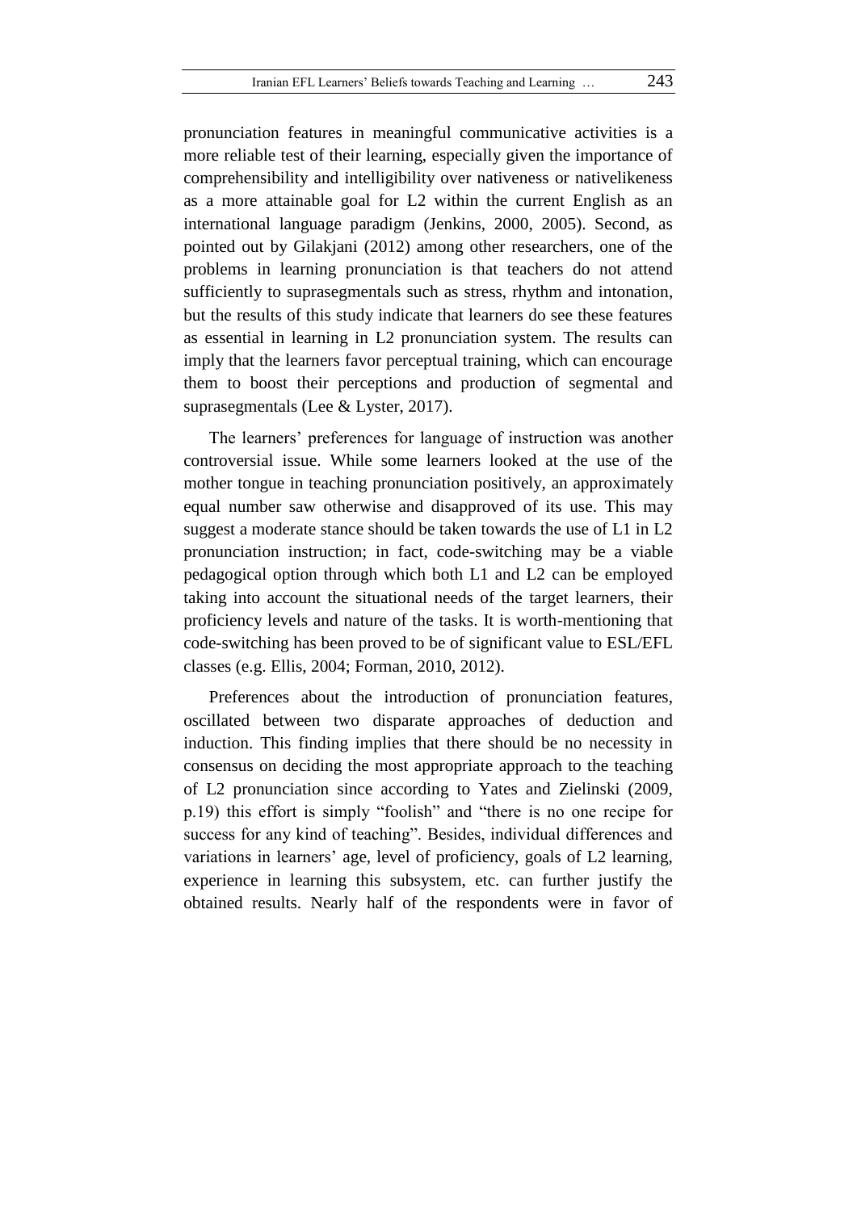pronunciation features in meaningful communicative activities is a more reliable test of their learning, especially given the importance of comprehensibility and intelligibility over nativeness or nativelikeness as a more attainable goal for L2 within the current English as an international language paradigm (Jenkins, 2000, 2005). Second, as pointed out by Gilakjani (2012) among other researchers, one of the problems in learning pronunciation is that teachers do not attend sufficiently to suprasegmentals such as stress, rhythm and intonation, but the results of this study indicate that learners do see these features as essential in learning in L2 pronunciation system. The results can imply that the learners favor perceptual training, which can encourage them to boost their perceptions and production of segmental and suprasegmentals (Lee & Lyster, 2017).

The learners' preferences for language of instruction was another controversial issue. While some learners looked at the use of the mother tongue in teaching pronunciation positively, an approximately equal number saw otherwise and disapproved of its use. This may suggest a moderate stance should be taken towards the use of L1 in L2 pronunciation instruction; in fact, code-switching may be a viable pedagogical option through which both L1 and L2 can be employed taking into account the situational needs of the target learners, their proficiency levels and nature of the tasks. It is worth-mentioning that code-switching has been proved to be of significant value to ESL/EFL classes (e.g. Ellis, 2004; Forman, 2010, 2012).

Preferences about the introduction of pronunciation features, oscillated between two disparate approaches of deduction and induction. This finding implies that there should be no necessity in consensus on deciding the most appropriate approach to the teaching of L2 pronunciation since according to Yates and Zielinski (2009, p.19) this effort is simply "foolish" and "there is no one recipe for success for any kind of teaching". Besides, individual differences and variations in learners' age, level of proficiency, goals of L2 learning, experience in learning this subsystem, etc. can further justify the obtained results. Nearly half of the respondents were in favor of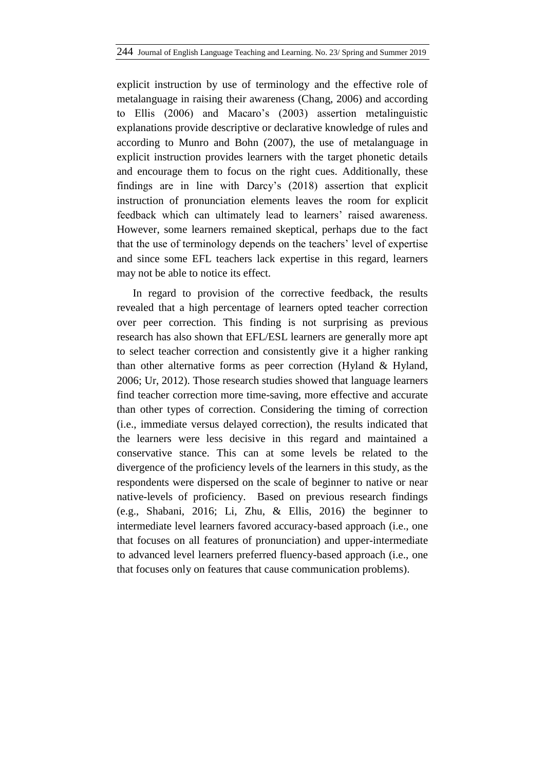explicit instruction by use of terminology and the effective role of metalanguage in raising their awareness (Chang, 2006) and according to Ellis (2006) and Macaro's (2003) assertion metalinguistic explanations provide descriptive or declarative knowledge of rules and according to Munro and Bohn (2007), the use of metalanguage in explicit instruction provides learners with the target phonetic details and encourage them to focus on the right cues. Additionally, these findings are in line with Darcy's (2018) assertion that explicit instruction of pronunciation elements leaves the room for explicit feedback which can ultimately lead to learners' raised awareness. However, some learners remained skeptical, perhaps due to the fact that the use of terminology depends on the teachers' level of expertise and since some EFL teachers lack expertise in this regard, learners may not be able to notice its effect.

In regard to provision of the corrective feedback, the results revealed that a high percentage of learners opted teacher correction over peer correction. This finding is not surprising as previous research has also shown that EFL/ESL learners are generally more apt to select teacher correction and consistently give it a higher ranking than other alternative forms as peer correction (Hyland & Hyland, 2006; Ur, 2012). Those research studies showed that language learners find teacher correction more time-saving, more effective and accurate than other types of correction. Considering the timing of correction (i.e., immediate versus delayed correction), the results indicated that the learners were less decisive in this regard and maintained a conservative stance. This can at some levels be related to the divergence of the proficiency levels of the learners in this study, as the respondents were dispersed on the scale of beginner to native or near native-levels of proficiency. Based on previous research findings (e.g., Shabani, 2016; Li, Zhu, & Ellis, 2016) the beginner to intermediate level learners favored accuracy-based approach (i.e., one that focuses on all features of pronunciation) and upper-intermediate to advanced level learners preferred fluency-based approach (i.e., one that focuses only on features that cause communication problems).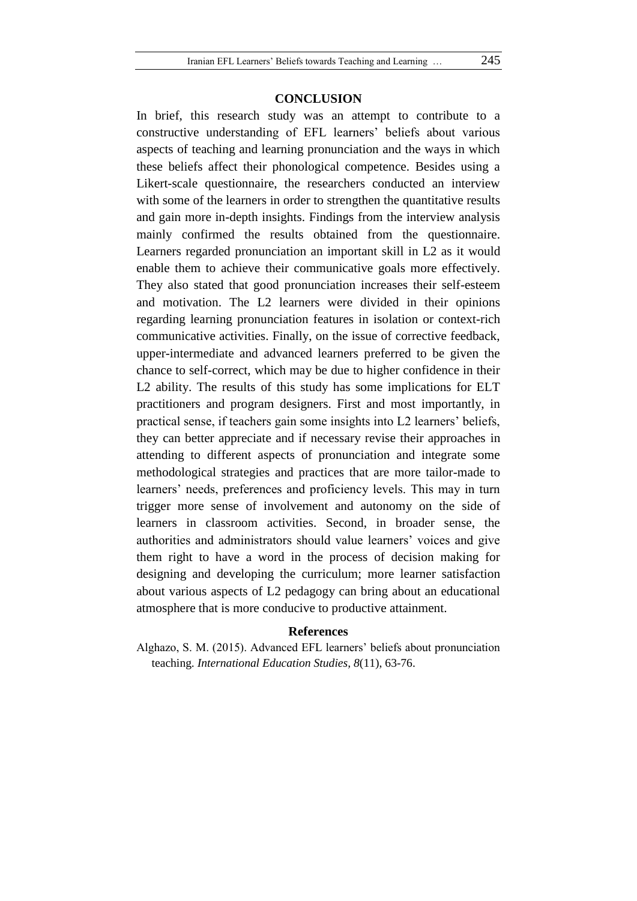## CONCLUSION

In brief, this research study was an attempt to contribute to a constructive understanding of EFL learners' beliefs about various aspects of teaching and learning pronunciation and the ways in which these beliefs affect their phonological competence. Besides using a Likert-scale questionnaire, the researchers conducted an interview with some of the learners in order to strengthen the quantitative results and gain more in-depth insights. Findings from the interview analysis mainly confirmed the results obtained from the questionnaire. Learners regarded pronunciation an important skill in L2 as it would enable them to achieve their communicative goals more effectively. They also stated that good pronunciation increases their self-esteem and motivation. The L2 learners were divided in their opinions regarding learning pronunciation features in isolation or context-rich communicative activities. Finally, on the issue of corrective feedback, upper-intermediate and advanced learners preferred to be given the chance to self-correct, which may be due to higher confidence in their L2 ability. The results of this study has some implications for ELT practitioners and program designers. First and most importantly, in practical sense, if teachers gain some insights into L2 learners' beliefs, they can better appreciate and if necessary revise their approaches in attending to different aspects of pronunciation and integrate some methodological strategies and practices that are more tailor-made to learners' needs, preferences and proficiency levels. This may in turn trigger more sense of involvement and autonomy on the side of learners in classroom activities. Second, in broader sense, the authorities and administrators should value learners' voices and give them right to have a word in the process of decision making for designing and developing the curriculum; more learner satisfaction about various aspects of L2 pedagogy can bring about an educational atmosphere that is more conducive to productive attainment.

## References

Alghazo, S. M. (2015). Advanced EFL learners' beliefs about pronunciation teaching. *International Education Studies, 8*(11), 63-76.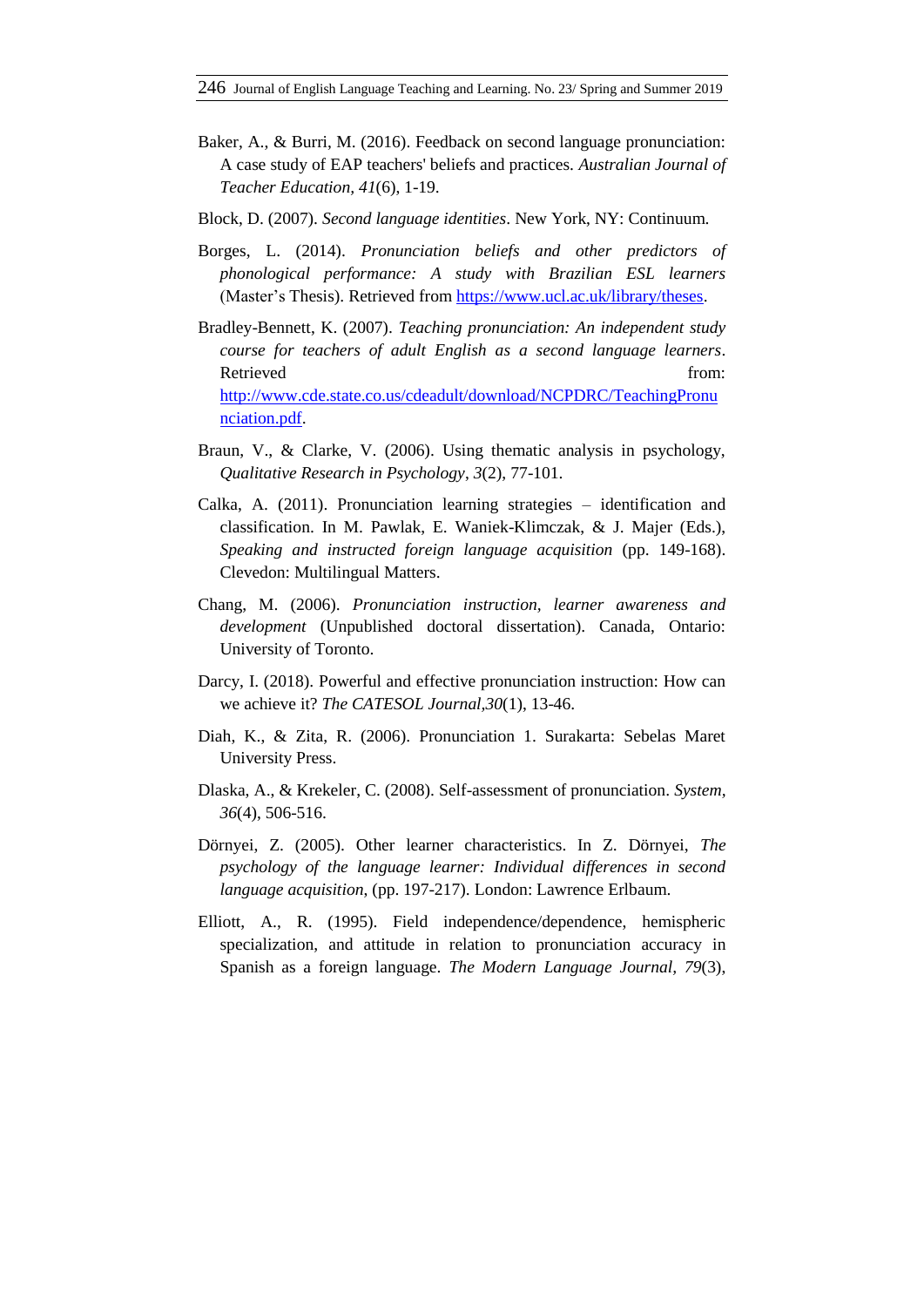Baker, A., & Burri, M. (2016). Feedback on second language pronunciation: A case study of EAP teachers' beliefs and practices. *Australian Journal of Teacher Education*, *41*(6), 1-19.

Block, D. (2007). *Second language identities*. New York, NY: Continuum.

Borges, L. (2014). *Pronunciation beliefs and other predictors of phonological performance: A study with Brazilian ESL learners* (Master's Thesis). Retrieved from https://www.ucl.ac.uk/library/theses.

Bradley-Bennett, K. (2007). *Teaching pronunciation: An independent study course for teachers of adult English as a second language learners*. Retrieved from: http://www.cde.state.co.us/cdeadult/download/NCPDRC/TeachingPronunciation.pdf.

Braun, V., & Clarke, V. (2006). Using thematic analysis in psychology, *Qualitative Research in Psychology*, *3*(2), 77-101.

Calka, A. (2011). Pronunciation learning strategies – identification and classification. In M. Pawlak, E. Waniek-Klimczak, & J. Majer (Eds.), *Speaking and instructed foreign language acquisition* (pp. 149-168). Clevedon: Multilingual Matters.

Chang, M. (2006). *Pronunciation instruction, learner awareness and development* (Unpublished doctoral dissertation). Canada, Ontario: University of Toronto.

Darcy, I. (2018). Powerful and effective pronunciation instruction: How can we achieve it? *The CATESOL Journal,30*(1), 13-46.

Diah, K., & Zita, R. (2006). Pronunciation 1. Surakarta: Sebelas Maret University Press.

Dlaska, A., & Krekeler, C. (2008). Self-assessment of pronunciation. *System*, *36*(4), 506-516.

Dörnyei, Z. (2005). Other learner characteristics. In Z. Dörnyei, *The psychology of the language learner: Individual differences in second language acquisition*, (pp. 197-217). London: Lawrence Erlbaum.

Elliott, A., R. (1995). Field independence/dependence, hemispheric specialization, and attitude in relation to pronunciation accuracy in Spanish as a foreign language. *The Modern Language Journal, 79*(3),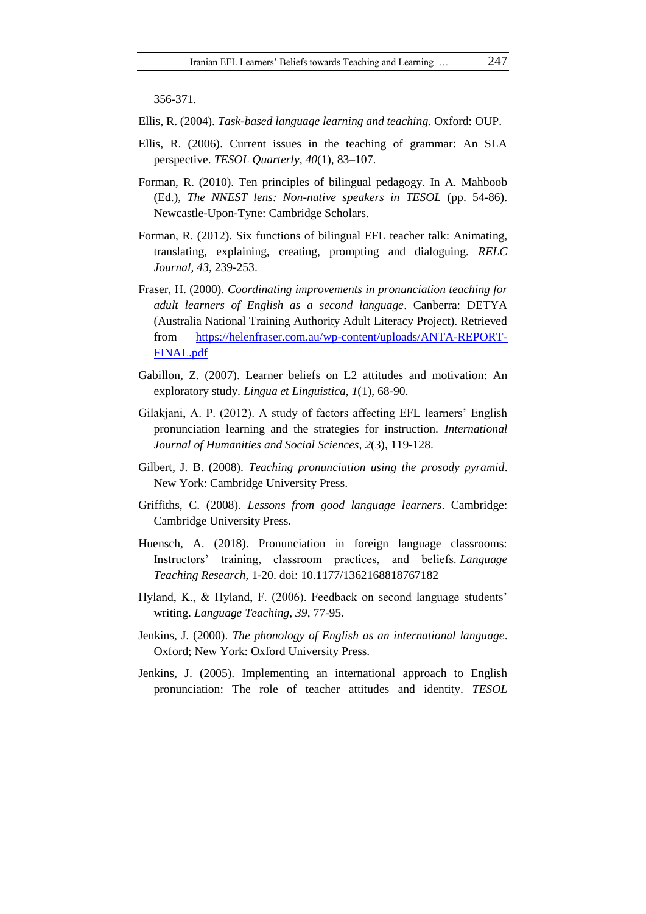356-371.

Ellis, R. (2004). *Task-based language learning and teaching*. Oxford: OUP.

Ellis, R. (2006). Current issues in the teaching of grammar: An SLA perspective. *TESOL Quarterly, 40*(1), 83–107.

Forman, R. (2010). Ten principles of bilingual pedagogy. In A. Mahboob (Ed.), *The NNEST lens: Non-native speakers in TESOL* (pp. 54-86). Newcastle-Upon-Tyne: Cambridge Scholars.

Forman, R. (2012). Six functions of bilingual EFL teacher talk: Animating, translating, explaining, creating, prompting and dialoguing. *RELC Journal, 43*, 239-253.

Fraser, H. (2000). *Coordinating improvements in pronunciation teaching for adult learners of English as a second language*. Canberra: DETYA (Australia National Training Authority Adult Literacy Project). Retrieved from https://helenfraser.com.au/wp-content/uploads/ANTA-REPORT-FINAL.pdf

Gabillon, Z. (2007). Learner beliefs on L2 attitudes and motivation: An exploratory study. *Lingua et Linguistica*, *1*(1), 68-90.

Gilakjani, A. P. (2012). A study of factors affecting EFL learners' English pronunciation learning and the strategies for instruction. *International Journal of Humanities and Social Sciences, 2*(3), 119-128.

Gilbert, J. B. (2008). *Teaching pronunciation using the prosody pyramid*. New York: Cambridge University Press.

Griffiths, C. (2008). *Lessons from good language learners*. Cambridge: Cambridge University Press.

Huensch, A. (2018). Pronunciation in foreign language classrooms: Instructors' training, classroom practices, and beliefs. *Language Teaching Research*, 1-20. doi: 10.1177/1362168818767182

Hyland, K., & Hyland, F. (2006). Feedback on second language students' writing. *Language Teaching, 39*, 77-95.

Jenkins, J. (2000). *The phonology of English as an international language*. Oxford; New York: Oxford University Press.

Jenkins, J. (2005). Implementing an international approach to English pronunciation: The role of teacher attitudes and identity. *TESOL*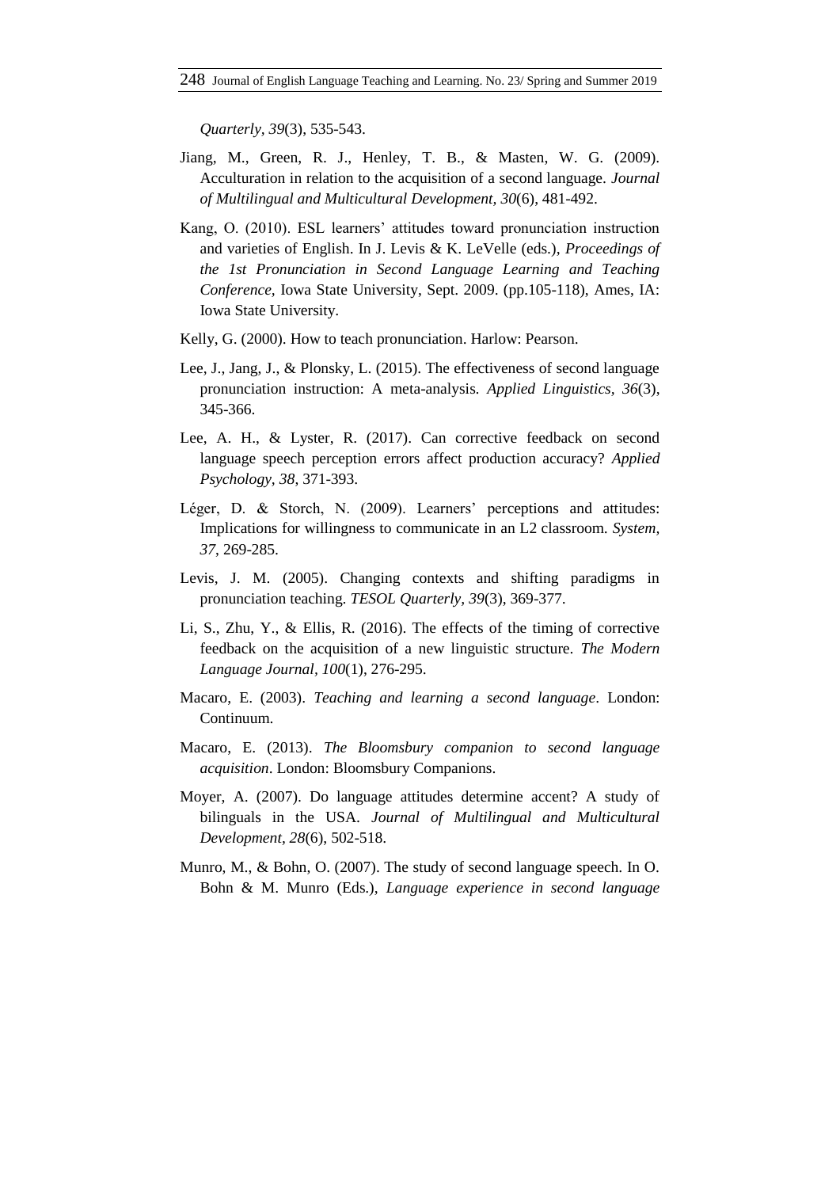*Quarterly, 39*(3), 535-543.

Jiang, M., Green, R. J., Henley, T. B., & Masten, W. G. (2009). Acculturation in relation to the acquisition of a second language. *Journal of Multilingual and Multicultural Development, 30*(6), 481-492.

Kang, O. (2010). ESL learners' attitudes toward pronunciation instruction and varieties of English. In J. Levis & K. LeVelle (eds.), *Proceedings of the 1st Pronunciation in Second Language Learning and Teaching Conference,* Iowa State University, Sept. 2009. (pp.105-118), Ames, IA: Iowa State University.

Kelly, G. (2000). How to teach pronunciation. Harlow: Pearson.

Lee, J., Jang, J., & Plonsky, L. (2015). The effectiveness of second language pronunciation instruction: A meta-analysis. *Applied Linguistics, 36*(3), 345-366.

Lee, A. H., & Lyster, R. (2017). Can corrective feedback on second language speech perception errors affect production accuracy? *Applied Psychology, 38*, 371-393.

Léger, D. & Storch, N. (2009). Learners' perceptions and attitudes: Implications for willingness to communicate in an L2 classroom. *System, 37*, 269-285.

Levis, J. M. (2005). Changing contexts and shifting paradigms in pronunciation teaching. *TESOL Quarterly, 39*(3), 369-377.

Li, S., Zhu, Y., & Ellis, R. (2016). The effects of the timing of corrective feedback on the acquisition of a new linguistic structure. *The Modern Language Journal, 100*(1), 276-295.

Macaro, E. (2003). *Teaching and learning a second language*. London: Continuum.

Macaro, E. (2013). *The Bloomsbury companion to second language acquisition*. London: Bloomsbury Companions.

Moyer, A. (2007). Do language attitudes determine accent? A study of bilinguals in the USA. *Journal of Multilingual and Multicultural Development, 28*(6), 502-518.

Munro, M., & Bohn, O. (2007). The study of second language speech. In O. Bohn & M. Munro (Eds.), *Language experience in second language*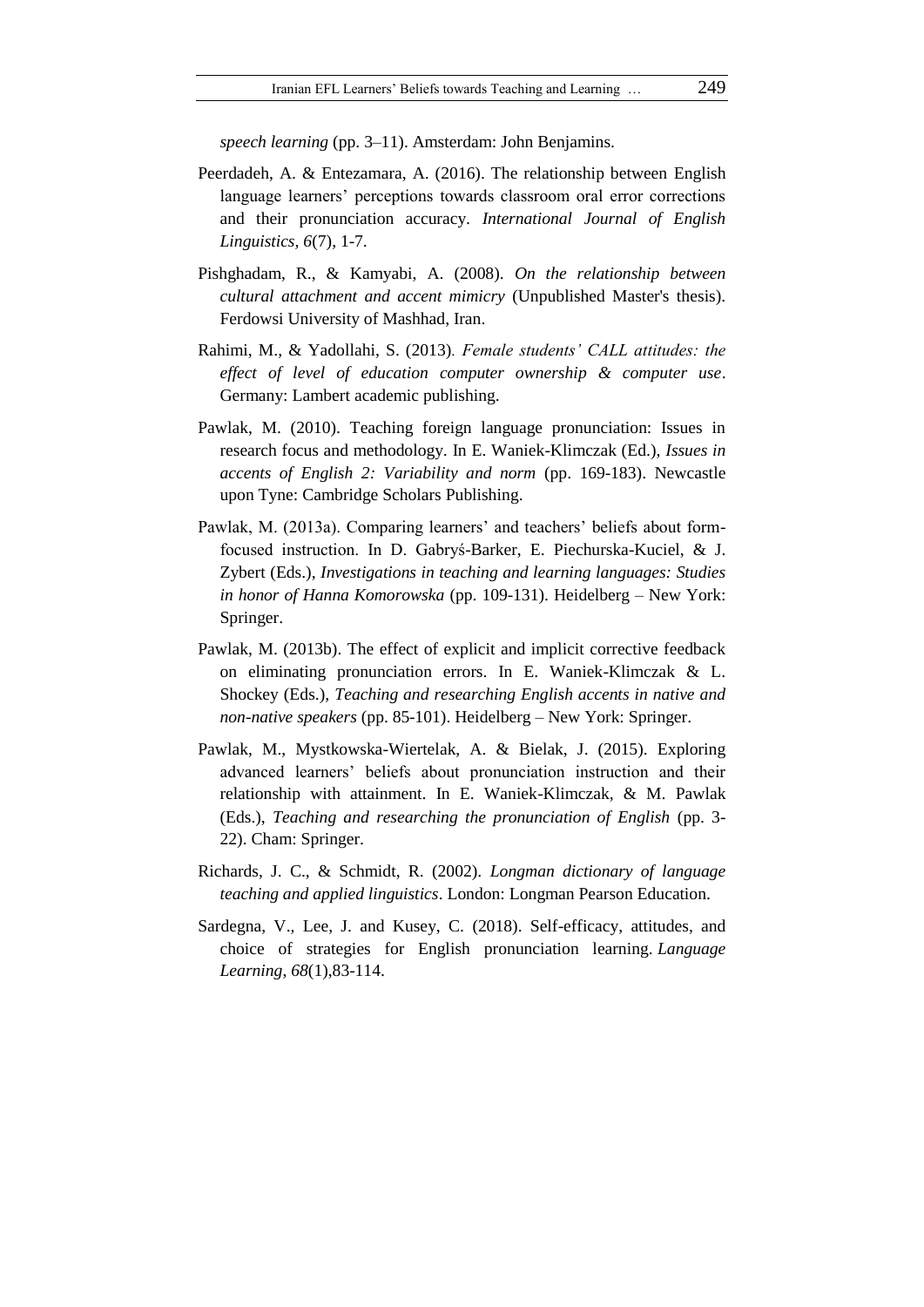*speech learning* (pp. 3–11). Amsterdam: John Benjamins.

Peerdadeh, A. & Entezamara, A. (2016). The relationship between English language learners' perceptions towards classroom oral error corrections and their pronunciation accuracy. *International Journal of English Linguistics, 6*(7), 1-7.

Pishghadam, R., & Kamyabi, A. (2008). *On the relationship between cultural attachment and accent mimicry* (Unpublished Master's thesis). Ferdowsi University of Mashhad, Iran.

Rahimi, M., & Yadollahi, S. (2013). *Female students' CALL attitudes: the effect of level of education computer ownership & computer use*. Germany: Lambert academic publishing.

Pawlak, M. (2010). Teaching foreign language pronunciation: Issues in research focus and methodology. In E. Waniek-Klimczak (Ed.), *Issues in accents of English 2: Variability and norm* (pp. 169-183). Newcastle upon Tyne: Cambridge Scholars Publishing.

Pawlak, M. (2013a). Comparing learners' and teachers' beliefs about form-focused instruction. In D. Gabryś-Barker, E. Piechurska-Kuciel, & J. Zybert (Eds.), *Investigations in teaching and learning languages: Studies in honor of Hanna Komorowska* (pp. 109-131). Heidelberg – New York: Springer.

Pawlak, M. (2013b). The effect of explicit and implicit corrective feedback on eliminating pronunciation errors. In E. Waniek-Klimczak & L. Shockey (Eds.), *Teaching and researching English accents in native and non-native speakers* (pp. 85-101). Heidelberg – New York: Springer.

Pawlak, M., Mystkowska-Wiertelak, A. & Bielak, J. (2015). Exploring advanced learners' beliefs about pronunciation instruction and their relationship with attainment. In E. Waniek-Klimczak, & M. Pawlak (Eds.), *Teaching and researching the pronunciation of English* (pp. 3-22). Cham: Springer.

Richards, J. C., & Schmidt, R. (2002). *Longman dictionary of language teaching and applied linguistics*. London: Longman Pearson Education.

Sardegna, V., Lee, J. and Kusey, C. (2018). Self-efficacy, attitudes, and choice of strategies for English pronunciation learning. *Language Learning*, *68*(1),83-114.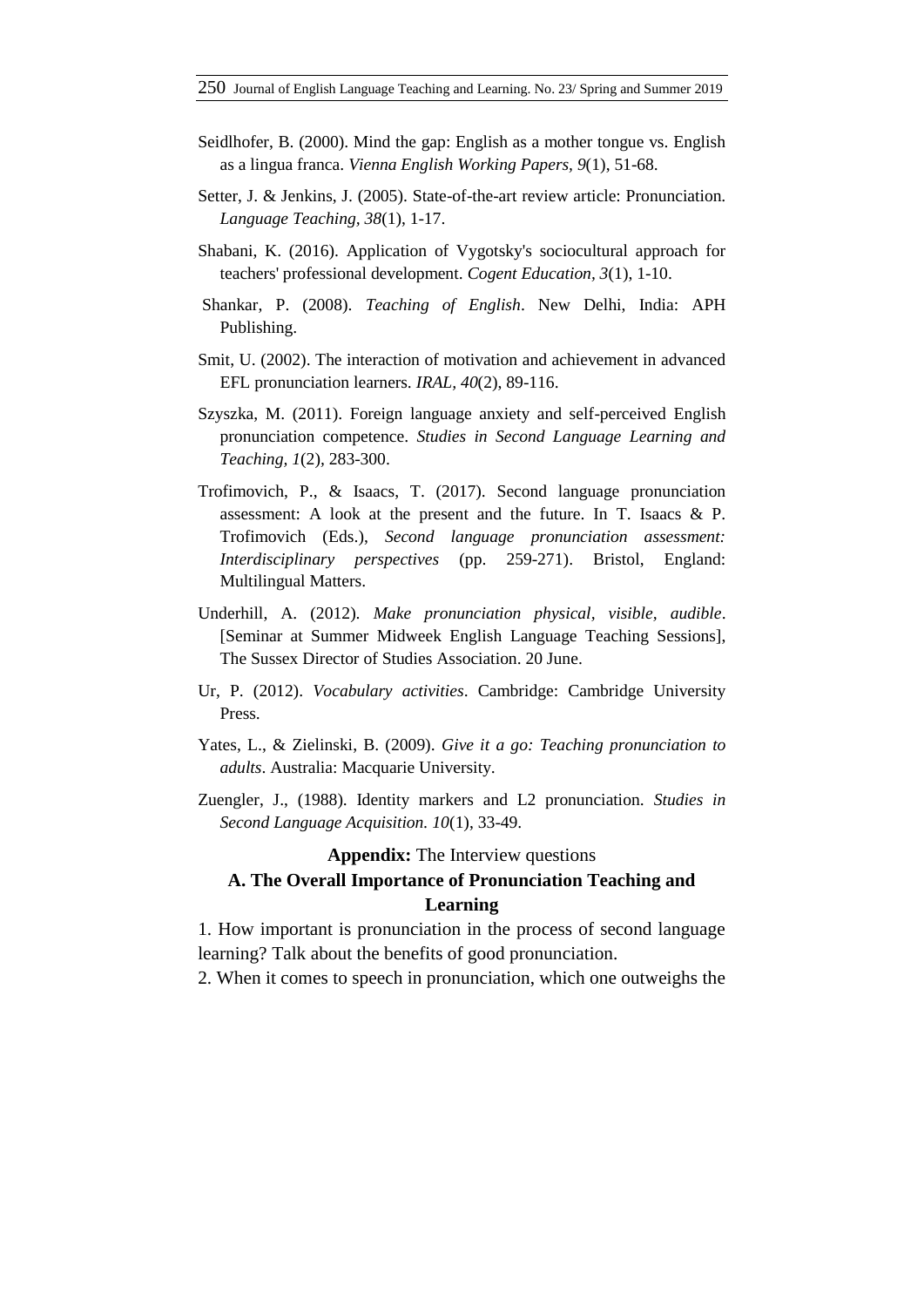Seidlhofer, B. (2000). Mind the gap: English as a mother tongue vs. English as a lingua franca. *Vienna English Working Papers, 9*(1), 51-68.

Setter, J. & Jenkins, J. (2005). State-of-the-art review article: Pronunciation. *Language Teaching, 38*(1), 1-17.

Shabani, K. (2016). Application of Vygotsky's sociocultural approach for teachers' professional development. *Cogent Education, 3*(1), 1-10.

Shankar, P. (2008). *Teaching of English*. New Delhi, India: APH Publishing.

Smit, U. (2002). The interaction of motivation and achievement in advanced EFL pronunciation learners. *IRAL, 40*(2), 89-116.

Szyszka, M. (2011). Foreign language anxiety and self-perceived English pronunciation competence. *Studies in Second Language Learning and Teaching, 1*(2), 283-300.

Trofimovich, P., & Isaacs, T. (2017). Second language pronunciation assessment: A look at the present and the future. In T. Isaacs & P. Trofimovich (Eds.), *Second language pronunciation assessment: Interdisciplinary perspectives* (pp. 259-271). Bristol, England: Multilingual Matters.

Underhill, A. (2012). *Make pronunciation physical, visible, audible*. [Seminar at Summer Midweek English Language Teaching Sessions], The Sussex Director of Studies Association. 20 June.

Ur, P. (2012). *Vocabulary activities*. Cambridge: Cambridge University Press.

Yates, L., & Zielinski, B. (2009). *Give it a go: Teaching pronunciation to adults*. Australia: Macquarie University.

Zuengler, J., (1988). Identity markers and L2 pronunciation. *Studies in Second Language Acquisition. 10*(1), 33-49.

## **Appendix:** The Interview questions

### A. The Overall Importance of Pronunciation Teaching and Learning

1. How important is pronunciation in the process of second language learning? Talk about the benefits of good pronunciation.
2. When it comes to speech in pronunciation, which one outweighs the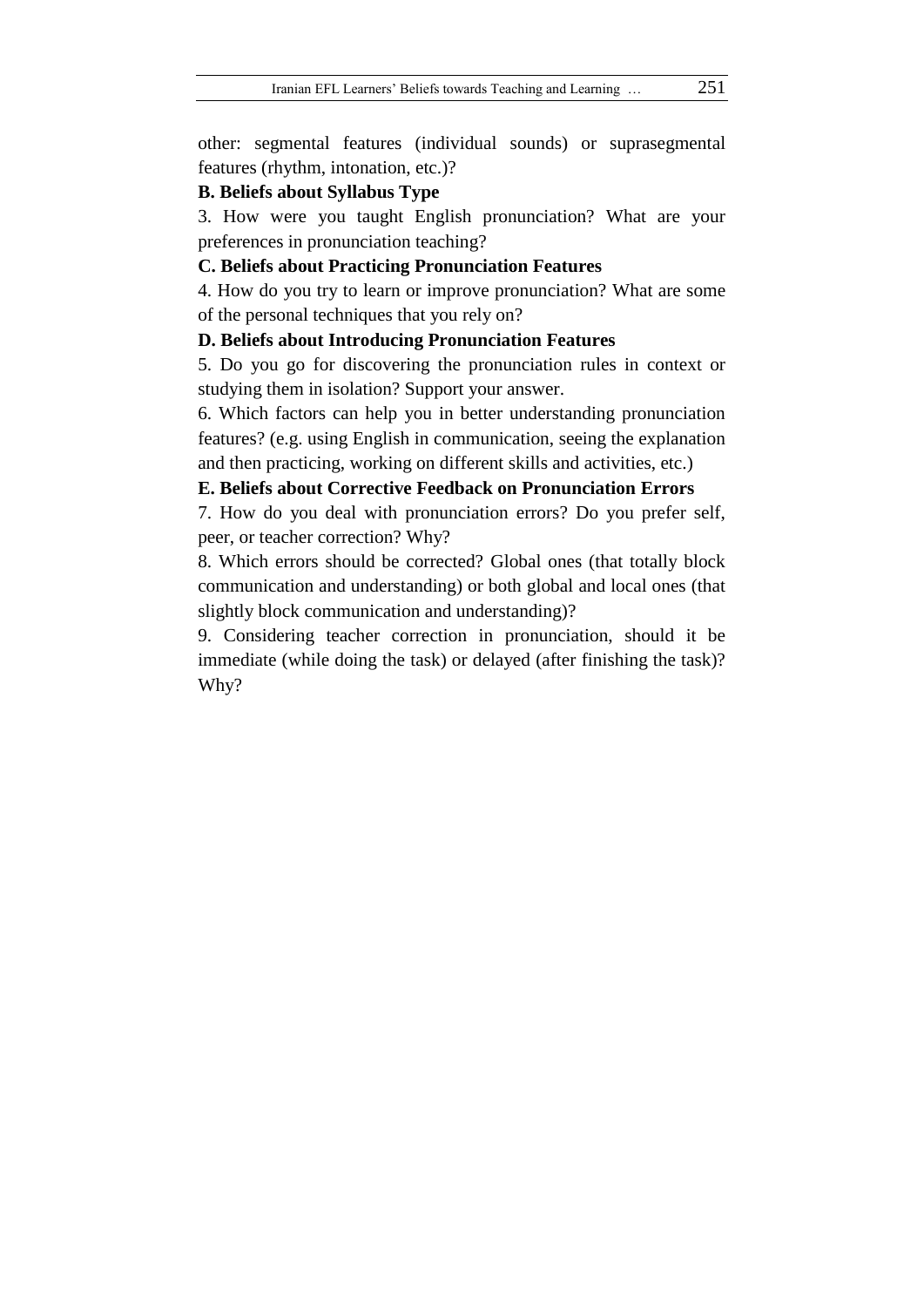other: segmental features (individual sounds) or suprasegmental features (rhythm, intonation, etc.)?

**B. Beliefs about Syllabus Type**

3. How were you taught English pronunciation? What are your preferences in pronunciation teaching?

**C. Beliefs about Practicing Pronunciation Features**

4. How do you try to learn or improve pronunciation? What are some of the personal techniques that you rely on?

**D. Beliefs about Introducing Pronunciation Features**

5. Do you go for discovering the pronunciation rules in context or studying them in isolation? Support your answer.

6. Which factors can help you in better understanding pronunciation features? (e.g. using English in communication, seeing the explanation and then practicing, working on different skills and activities, etc.)

**E. Beliefs about Corrective Feedback on Pronunciation Errors**

7. How do you deal with pronunciation errors? Do you prefer self, peer, or teacher correction? Why?

8. Which errors should be corrected? Global ones (that totally block communication and understanding) or both global and local ones (that slightly block communication and understanding)?

9. Considering teacher correction in pronunciation, should it be immediate (while doing the task) or delayed (after finishing the task)? Why?